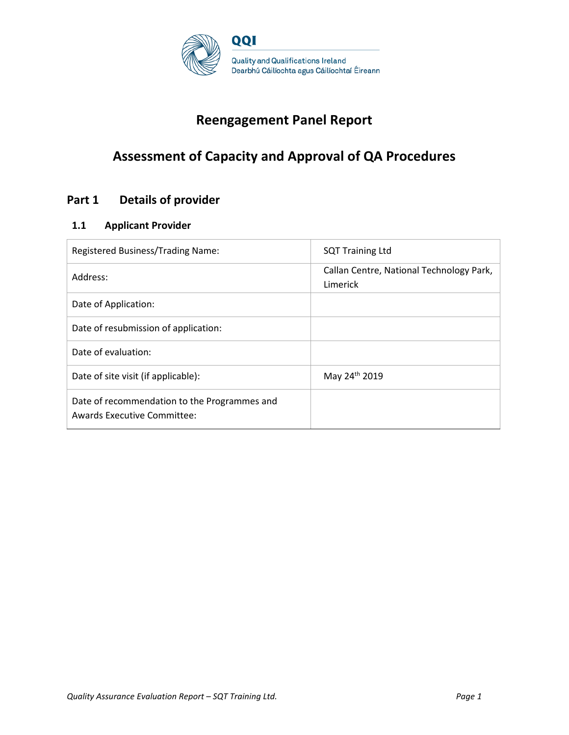QQI

Quality and Qualifications Ireland
Dearbhú Cáilíochta agus Cáilíochtaí Éireann

# Reengagement Panel Report

# Assessment of Capacity and Approval of QA Procedures

## Part 1 Details of provider

### 1.1 Applicant Provider

| | |
|---|---|
| Registered Business/Trading Name: | SQT Training Ltd |
| Address: | Callan Centre, National Technology Park, Limerick |
| Date of Application: | |
| Date of resubmission of application: | |
| Date of evaluation: | |
| Date of site visit (if applicable): | May 24th 2019 |
| Date of recommendation to the Programmes and Awards Executive Committee: | |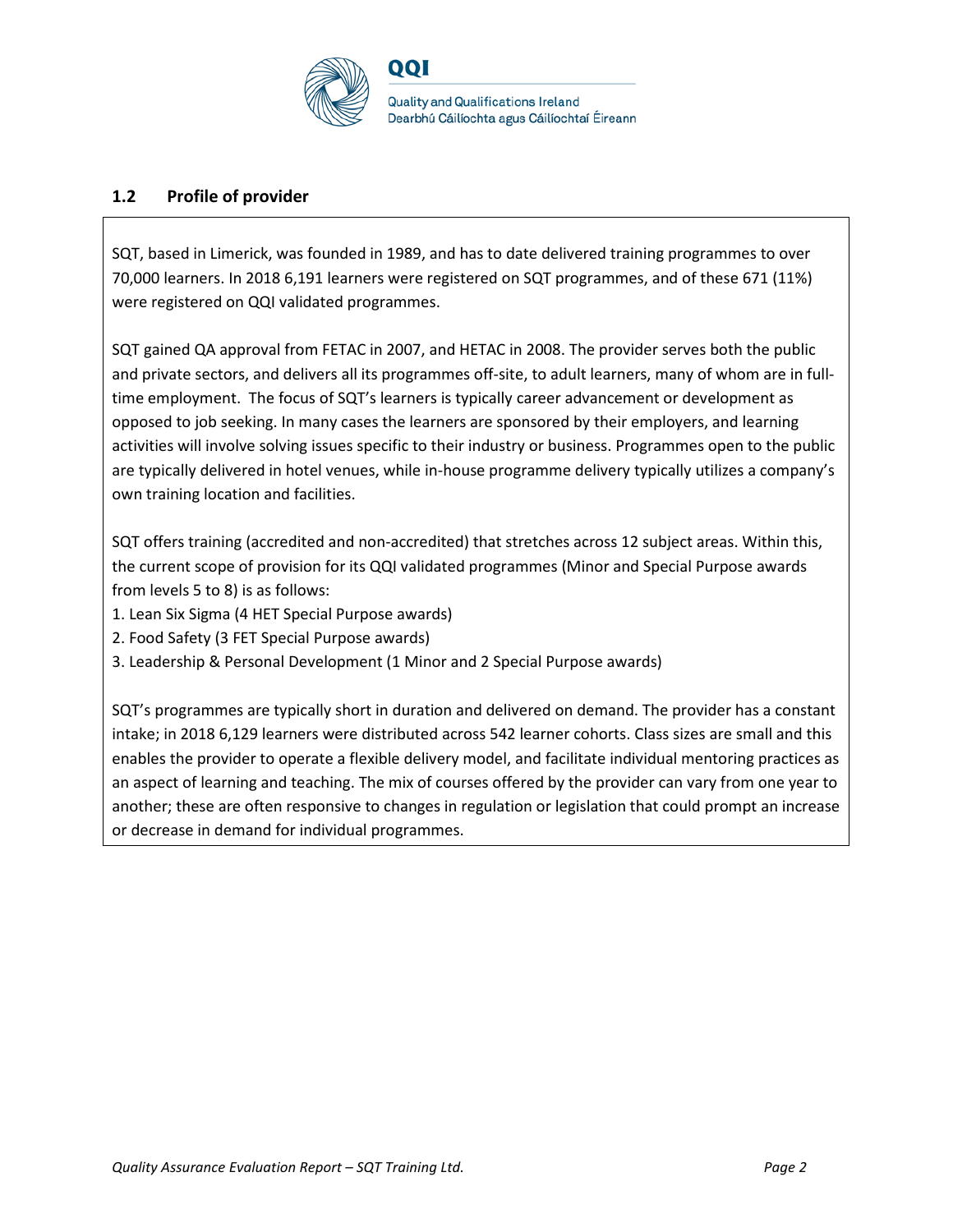## 1.2 Profile of provider

SQT, based in Limerick, was founded in 1989, and has to date delivered training programmes to over 70,000 learners. In 2018 6,191 learners were registered on SQT programmes, and of these 671 (11%) were registered on QQI validated programmes.

SQT gained QA approval from FETAC in 2007, and HETAC in 2008. The provider serves both the public and private sectors, and delivers all its programmes off-site, to adult learners, many of whom are in full-time employment. The focus of SQT's learners is typically career advancement or development as opposed to job seeking. In many cases the learners are sponsored by their employers, and learning activities will involve solving issues specific to their industry or business. Programmes open to the public are typically delivered in hotel venues, while in-house programme delivery typically utilizes a company's own training location and facilities.

SQT offers training (accredited and non-accredited) that stretches across 12 subject areas. Within this, the current scope of provision for its QQI validated programmes (Minor and Special Purpose awards from levels 5 to 8) is as follows:

1. Lean Six Sigma (4 HET Special Purpose awards)
2. Food Safety (3 FET Special Purpose awards)
3. Leadership & Personal Development (1 Minor and 2 Special Purpose awards)

SQT's programmes are typically short in duration and delivered on demand. The provider has a constant intake; in 2018 6,129 learners were distributed across 542 learner cohorts. Class sizes are small and this enables the provider to operate a flexible delivery model, and facilitate individual mentoring practices as an aspect of learning and teaching. The mix of courses offered by the provider can vary from one year to another; these are often responsive to changes in regulation or legislation that could prompt an increase or decrease in demand for individual programmes.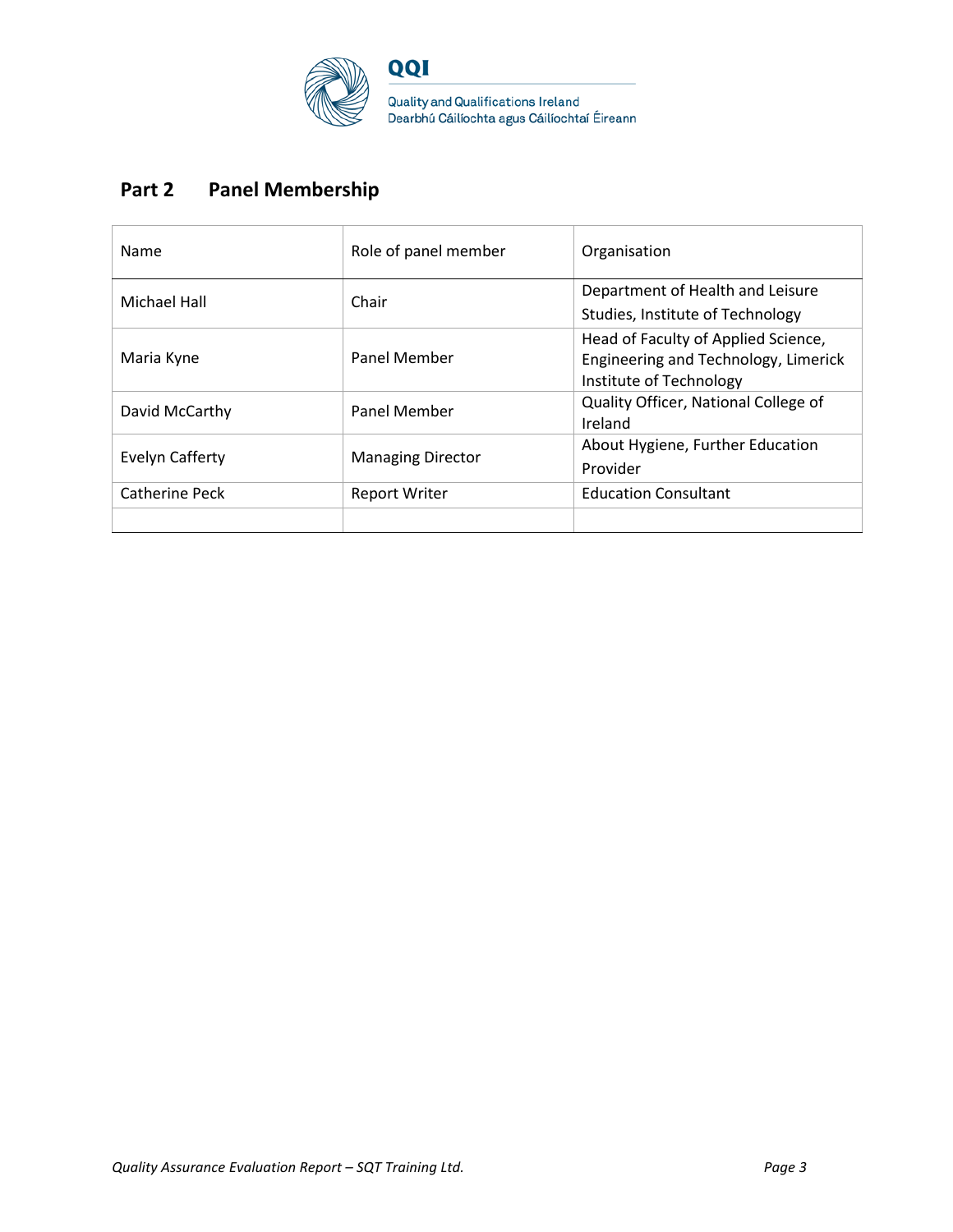## Part 2 Panel Membership

| Name | Role of panel member | Organisation |
|---|---|---|
| Michael Hall | Chair | Department of Health and Leisure Studies, Institute of Technology |
| Maria Kyne | Panel Member | Head of Faculty of Applied Science, Engineering and Technology, Limerick Institute of Technology |
| David McCarthy | Panel Member | Quality Officer, National College of Ireland |
| Evelyn Cafferty | Managing Director | About Hygiene, Further Education Provider |
| Catherine Peck | Report Writer | Education Consultant |
| | | |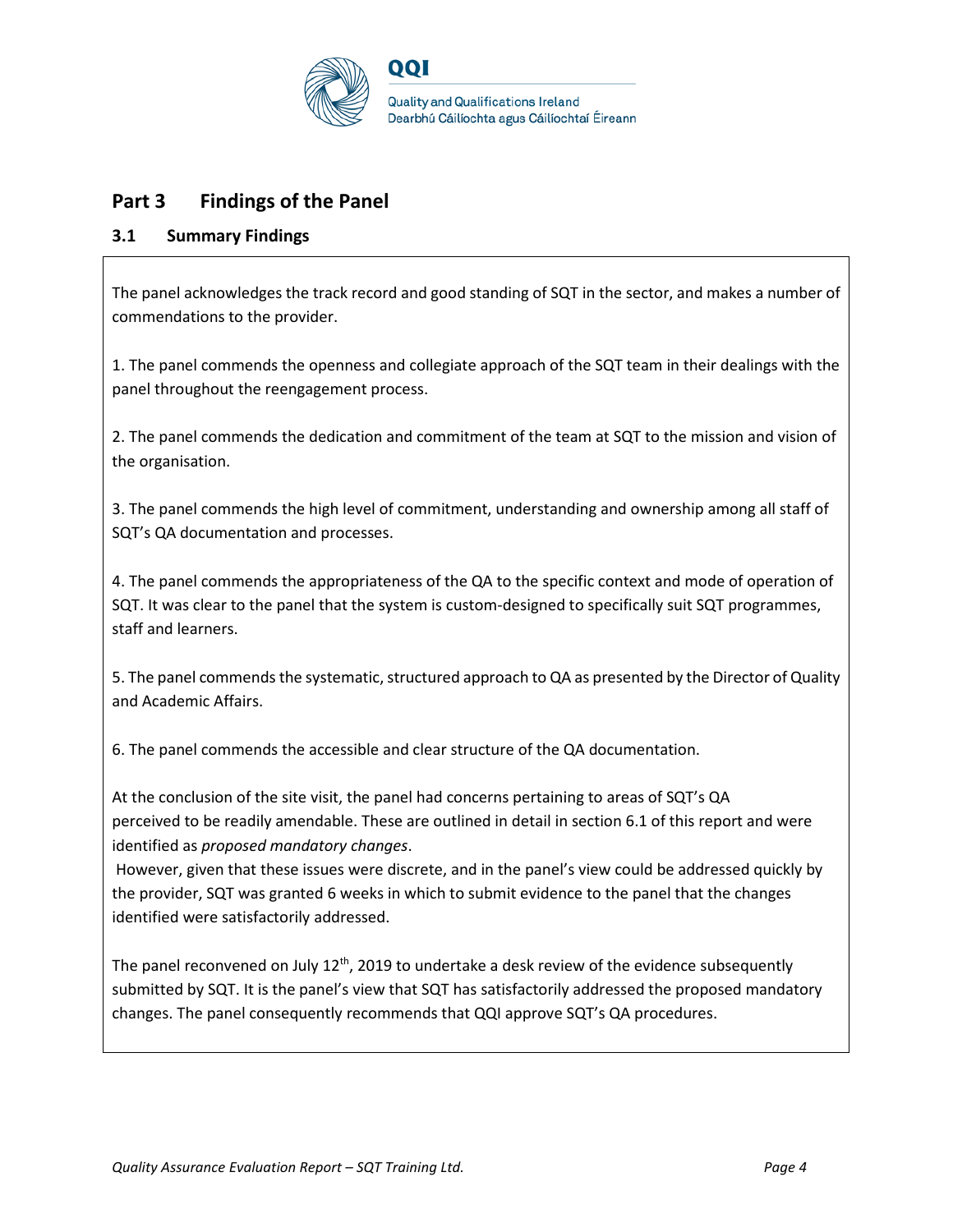## Part 3 Findings of the Panel

### 3.1 Summary Findings

The panel acknowledges the track record and good standing of SQT in the sector, and makes a number of commendations to the provider.

1. The panel commends the openness and collegiate approach of the SQT team in their dealings with the panel throughout the reengagement process.

2. The panel commends the dedication and commitment of the team at SQT to the mission and vision of the organisation.

3. The panel commends the high level of commitment, understanding and ownership among all staff of SQT's QA documentation and processes.

4. The panel commends the appropriateness of the QA to the specific context and mode of operation of SQT. It was clear to the panel that the system is custom-designed to specifically suit SQT programmes, staff and learners.

5. The panel commends the systematic, structured approach to QA as presented by the Director of Quality and Academic Affairs.

6. The panel commends the accessible and clear structure of the QA documentation.

At the conclusion of the site visit, the panel had concerns pertaining to areas of SQT's QA perceived to be readily amendable. These are outlined in detail in section 6.1 of this report and were identified as *proposed mandatory changes*.

However, given that these issues were discrete, and in the panel's view could be addressed quickly by the provider, SQT was granted 6 weeks in which to submit evidence to the panel that the changes identified were satisfactorily addressed.

The panel reconvened on July 12th, 2019 to undertake a desk review of the evidence subsequently submitted by SQT. It is the panel's view that SQT has satisfactorily addressed the proposed mandatory changes. The panel consequently recommends that QQI approve SQT's QA procedures.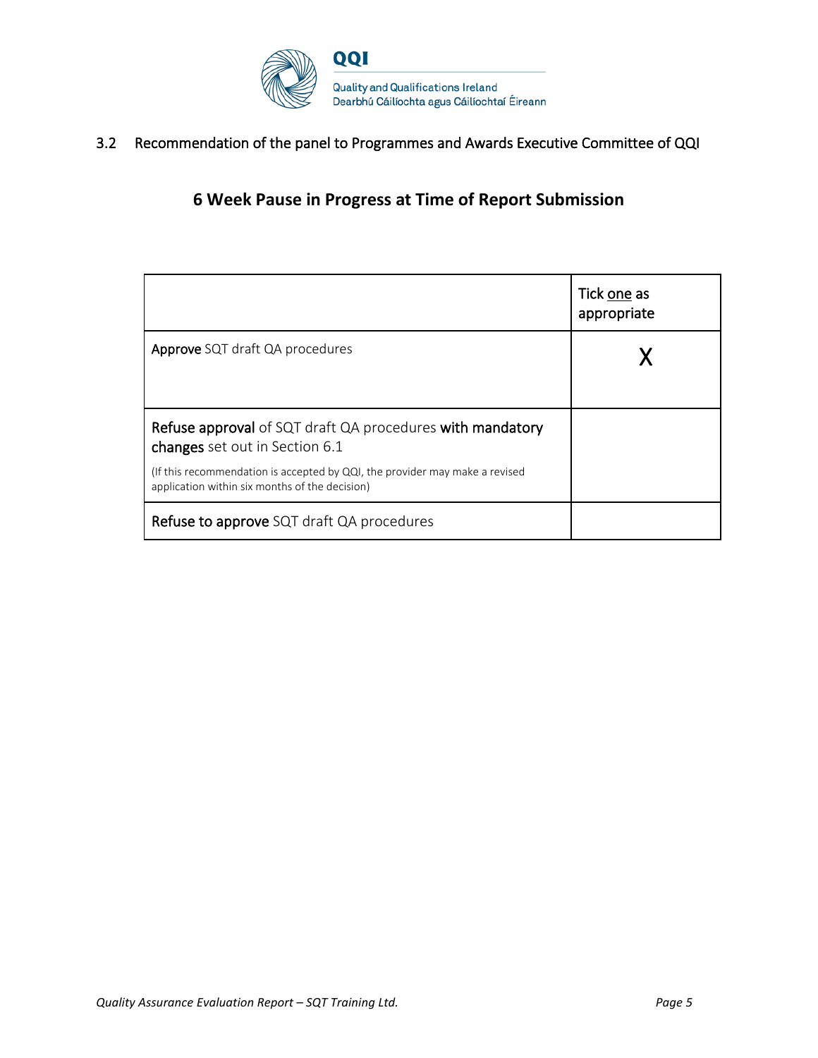### 3.2 Recommendation of the panel to Programmes and Awards Executive Committee of QQI

## 6 Week Pause in Progress at Time of Report Submission

| | Tick one as appropriate |
|---|---|
| **Approve** SQT draft QA procedures | X |
| **Refuse approval** of SQT draft QA procedures **with mandatory changes** set out in Section 6.1<br>(If this recommendation is accepted by QQI, the provider may make a revised application within six months of the decision) | |
| **Refuse to approve** SQT draft QA procedures | |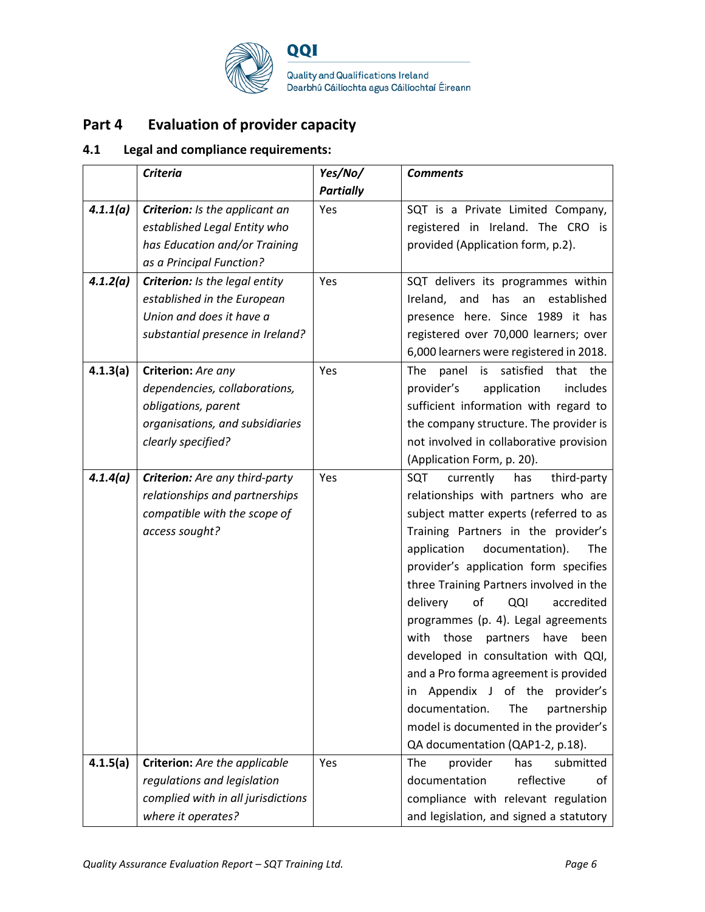## Part 4 Evaluation of provider capacity

### 4.1 Legal and compliance requirements:

| | *Criteria* | *Yes/No/ Partially* | *Comments* |
|---|---|---|---|
| ***4.1.1(a)*** | ***Criterion:*** *Is the applicant an established Legal Entity who has Education and/or Training as a Principal Function?* | Yes | SQT is a Private Limited Company, registered in Ireland. The CRO is provided (Application form, p.2). |
| ***4.1.2(a)*** | ***Criterion:*** *Is the legal entity established in the European Union and does it have a substantial presence in Ireland?* | Yes | SQT delivers its programmes within Ireland, and has an established presence here. Since 1989 it has registered over 70,000 learners; over 6,000 learners were registered in 2018. |
| **4.1.3(a)** | **Criterion:** *Are any dependencies, collaborations, obligations, parent organisations, and subsidiaries clearly specified?* | Yes | The panel is satisfied that the provider's application includes sufficient information with regard to the company structure. The provider is not involved in collaborative provision (Application Form, p. 20). |
| ***4.1.4(a)*** | ***Criterion:*** *Are any third-party relationships and partnerships compatible with the scope of access sought?* | Yes | SQT currently has third-party relationships with partners who are subject matter experts (referred to as Training Partners in the provider's application documentation). The provider's application form specifies three Training Partners involved in the delivery of QQI accredited programmes (p. 4). Legal agreements with those partners have been developed in consultation with QQI, and a Pro forma agreement is provided in Appendix J of the provider's documentation. The partnership model is documented in the provider's QA documentation (QAP1-2, p.18). |
| **4.1.5(a)** | **Criterion:** *Are the applicable regulations and legislation complied with in all jurisdictions where it operates?* | Yes | The provider has submitted documentation reflective of compliance with relevant regulation and legislation, and signed a statutory |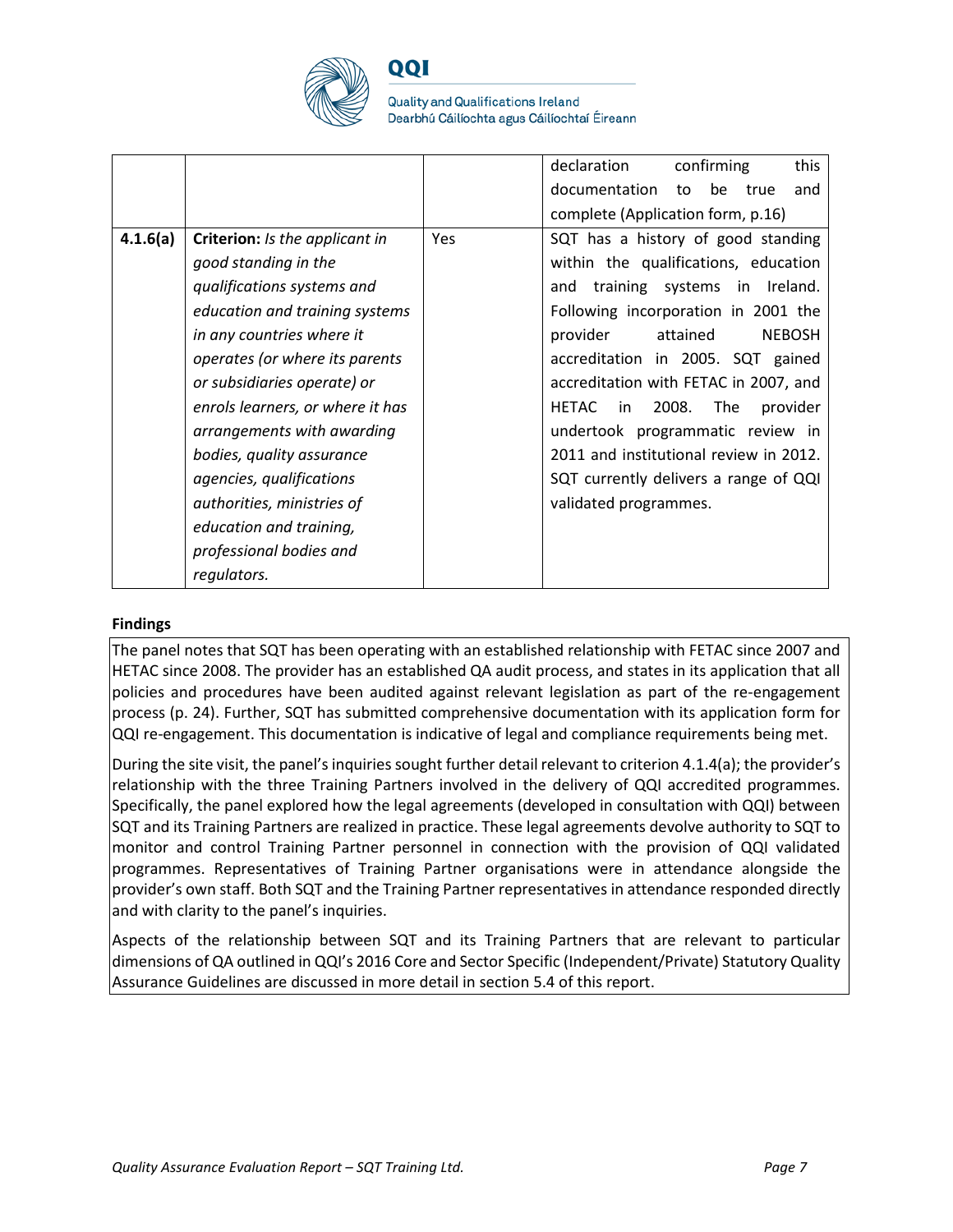| | | | declaration confirming this documentation to be true and complete (Application form, p.16) |
|---|---|---|---|
| **4.1.6(a)** | **Criterion:** *Is the applicant in good standing in the qualifications systems and education and training systems in any countries where it operates (or where its parents or subsidiaries operate) or enrols learners, or where it has arrangements with awarding bodies, quality assurance agencies, qualifications authorities, ministries of education and training, professional bodies and regulators.* | Yes | SQT has a history of good standing within the qualifications, education and training systems in Ireland. Following incorporation in 2001 the provider attained NEBOSH accreditation in 2005. SQT gained accreditation with FETAC in 2007, and HETAC in 2008. The provider undertook programmatic review in 2011 and institutional review in 2012. SQT currently delivers a range of QQI validated programmes. |

**Findings**

The panel notes that SQT has been operating with an established relationship with FETAC since 2007 and HETAC since 2008. The provider has an established QA audit process, and states in its application that all policies and procedures have been audited against relevant legislation as part of the re-engagement process (p. 24). Further, SQT has submitted comprehensive documentation with its application form for QQI re-engagement. This documentation is indicative of legal and compliance requirements being met.

During the site visit, the panel's inquiries sought further detail relevant to criterion 4.1.4(a); the provider's relationship with the three Training Partners involved in the delivery of QQI accredited programmes. Specifically, the panel explored how the legal agreements (developed in consultation with QQI) between SQT and its Training Partners are realized in practice. These legal agreements devolve authority to SQT to monitor and control Training Partner personnel in connection with the provision of QQI validated programmes. Representatives of Training Partner organisations were in attendance alongside the provider's own staff. Both SQT and the Training Partner representatives in attendance responded directly and with clarity to the panel's inquiries.

Aspects of the relationship between SQT and its Training Partners that are relevant to particular dimensions of QA outlined in QQI's 2016 Core and Sector Specific (Independent/Private) Statutory Quality Assurance Guidelines are discussed in more detail in section 5.4 of this report.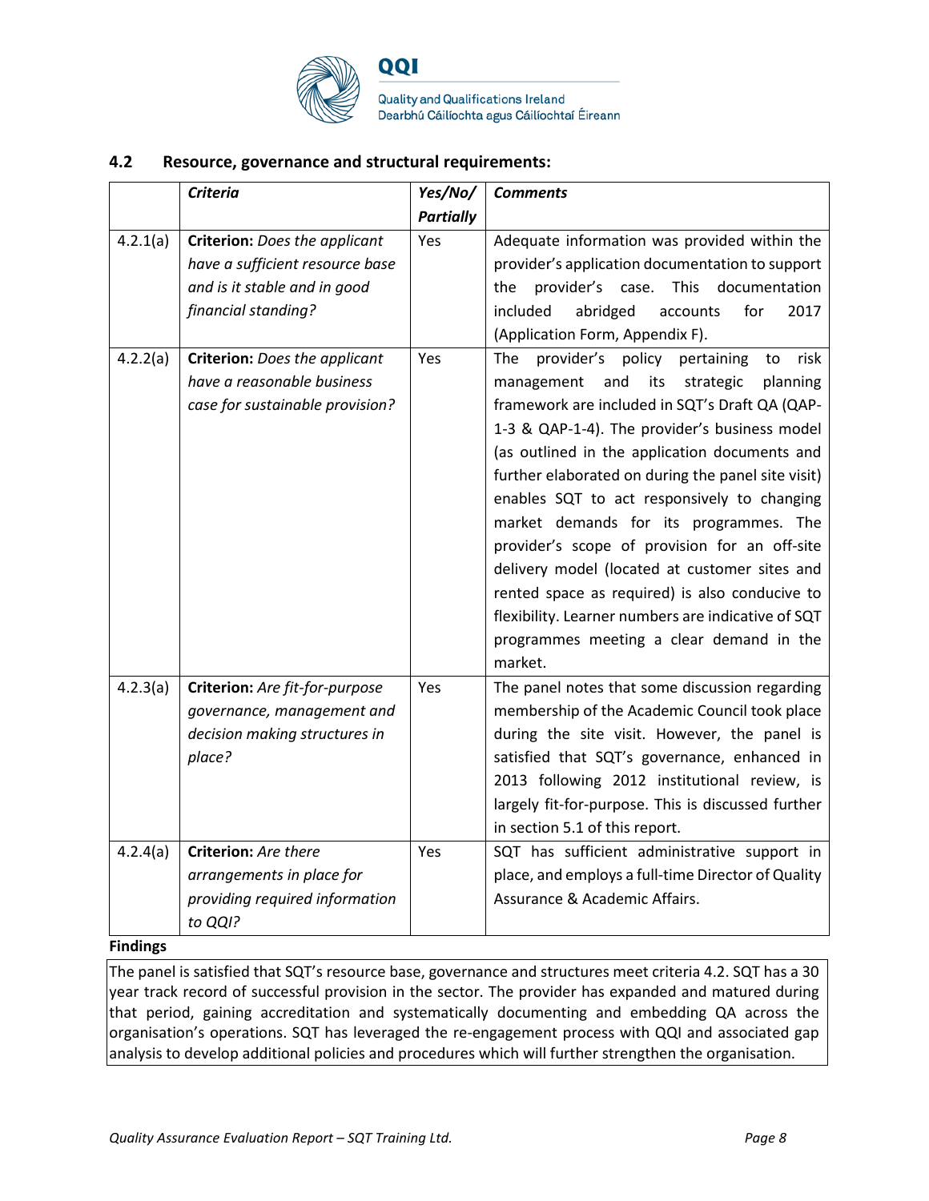## 4.2 Resource, governance and structural requirements:

| | *Criteria* | *Yes/No/ Partially* | *Comments* |
|---|---|---|---|
| 4.2.1(a) | **Criterion:** *Does the applicant have a sufficient resource base and is it stable and in good financial standing?* | Yes | Adequate information was provided within the provider's application documentation to support the provider's case. This documentation included abridged accounts for 2017 (Application Form, Appendix F). |
| 4.2.2(a) | **Criterion:** *Does the applicant have a reasonable business case for sustainable provision?* | Yes | The provider's policy pertaining to risk management and its strategic planning framework are included in SQT's Draft QA (QAP-1-3 & QAP-1-4). The provider's business model (as outlined in the application documents and further elaborated on during the panel site visit) enables SQT to act responsively to changing market demands for its programmes. The provider's scope of provision for an off-site delivery model (located at customer sites and rented space as required) is also conducive to flexibility. Learner numbers are indicative of SQT programmes meeting a clear demand in the market. |
| 4.2.3(a) | **Criterion:** *Are fit-for-purpose governance, management and decision making structures in place?* | Yes | The panel notes that some discussion regarding membership of the Academic Council took place during the site visit. However, the panel is satisfied that SQT's governance, enhanced in 2013 following 2012 institutional review, is largely fit-for-purpose. This is discussed further in section 5.1 of this report. |
| 4.2.4(a) | **Criterion:** *Are there arrangements in place for providing required information to QQI?* | Yes | SQT has sufficient administrative support in place, and employs a full-time Director of Quality Assurance & Academic Affairs. |

**Findings**

The panel is satisfied that SQT's resource base, governance and structures meet criteria 4.2. SQT has a 30 year track record of successful provision in the sector. The provider has expanded and matured during that period, gaining accreditation and systematically documenting and embedding QA across the organisation's operations. SQT has leveraged the re-engagement process with QQI and associated gap analysis to develop additional policies and procedures which will further strengthen the organisation.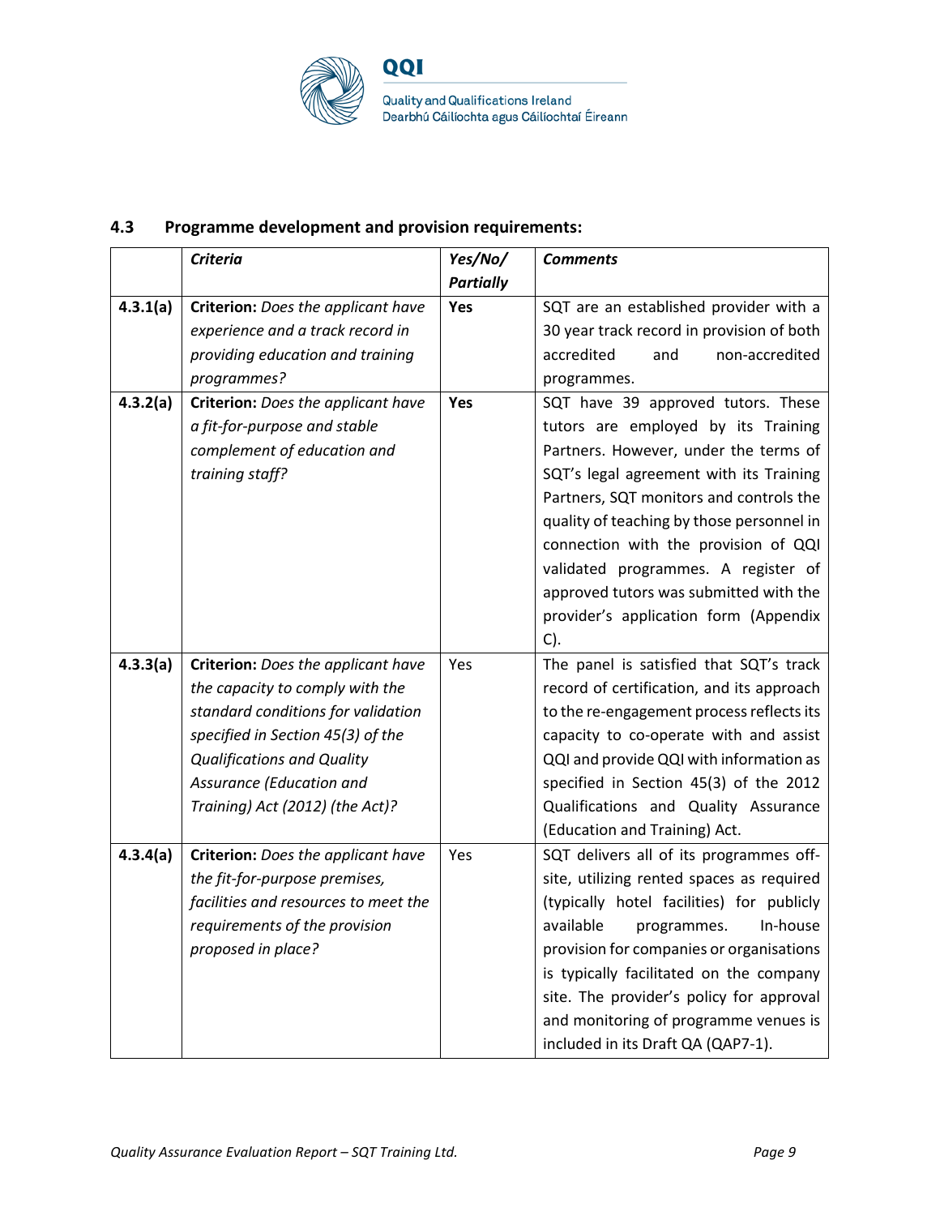## 4.3 Programme development and provision requirements:

| | *Criteria* | *Yes/No/ Partially* | *Comments* |
|---|---|---|---|
| **4.3.1(a)** | **Criterion:** *Does the applicant have experience and a track record in providing education and training programmes?* | **Yes** | SQT are an established provider with a 30 year track record in provision of both accredited and non-accredited programmes. |
| **4.3.2(a)** | **Criterion:** *Does the applicant have a fit-for-purpose and stable complement of education and training staff?* | **Yes** | SQT have 39 approved tutors. These tutors are employed by its Training Partners. However, under the terms of SQT's legal agreement with its Training Partners, SQT monitors and controls the quality of teaching by those personnel in connection with the provision of QQI validated programmes. A register of approved tutors was submitted with the provider's application form (Appendix C). |
| **4.3.3(a)** | **Criterion:** *Does the applicant have the capacity to comply with the standard conditions for validation specified in Section 45(3) of the Qualifications and Quality Assurance (Education and Training) Act (2012) (the Act)?* | Yes | The panel is satisfied that SQT's track record of certification, and its approach to the re-engagement process reflects its capacity to co-operate with and assist QQI and provide QQI with information as specified in Section 45(3) of the 2012 Qualifications and Quality Assurance (Education and Training) Act. |
| **4.3.4(a)** | **Criterion:** *Does the applicant have the fit-for-purpose premises, facilities and resources to meet the requirements of the provision proposed in place?* | Yes | SQT delivers all of its programmes off-site, utilizing rented spaces as required (typically hotel facilities) for publicly available programmes. In-house provision for companies or organisations is typically facilitated on the company site. The provider's policy for approval and monitoring of programme venues is included in its Draft QA (QAP7-1). |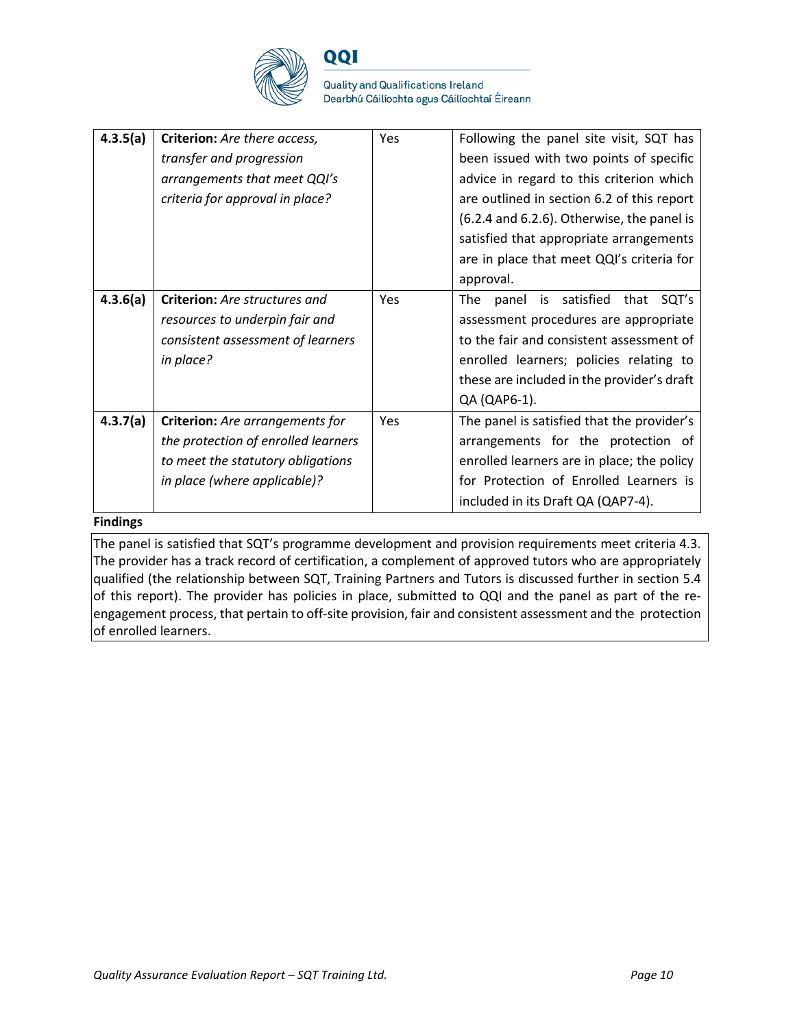| | | | |
|---|---|---|---|
| **4.3.5(a)** | **Criterion:** *Are there access, transfer and progression arrangements that meet QQI's criteria for approval in place?* | Yes | Following the panel site visit, SQT has been issued with two points of specific advice in regard to this criterion which are outlined in section 6.2 of this report (6.2.4 and 6.2.6). Otherwise, the panel is satisfied that appropriate arrangements are in place that meet QQI's criteria for approval. |
| **4.3.6(a)** | **Criterion:** *Are structures and resources to underpin fair and consistent assessment of learners in place?* | Yes | The panel is satisfied that SQT's assessment procedures are appropriate to the fair and consistent assessment of enrolled learners; policies relating to these are included in the provider's draft QA (QAP6-1). |
| **4.3.7(a)** | **Criterion:** *Are arrangements for the protection of enrolled learners to meet the statutory obligations in place (where applicable)?* | Yes | The panel is satisfied that the provider's arrangements for the protection of enrolled learners are in place; the policy for Protection of Enrolled Learners is included in its Draft QA (QAP7-4). |

**Findings**

The panel is satisfied that SQT's programme development and provision requirements meet criteria 4.3. The provider has a track record of certification, a complement of approved tutors who are appropriately qualified (the relationship between SQT, Training Partners and Tutors is discussed further in section 5.4 of this report). The provider has policies in place, submitted to QQI and the panel as part of the re-engagement process, that pertain to off-site provision, fair and consistent assessment and the protection of enrolled learners.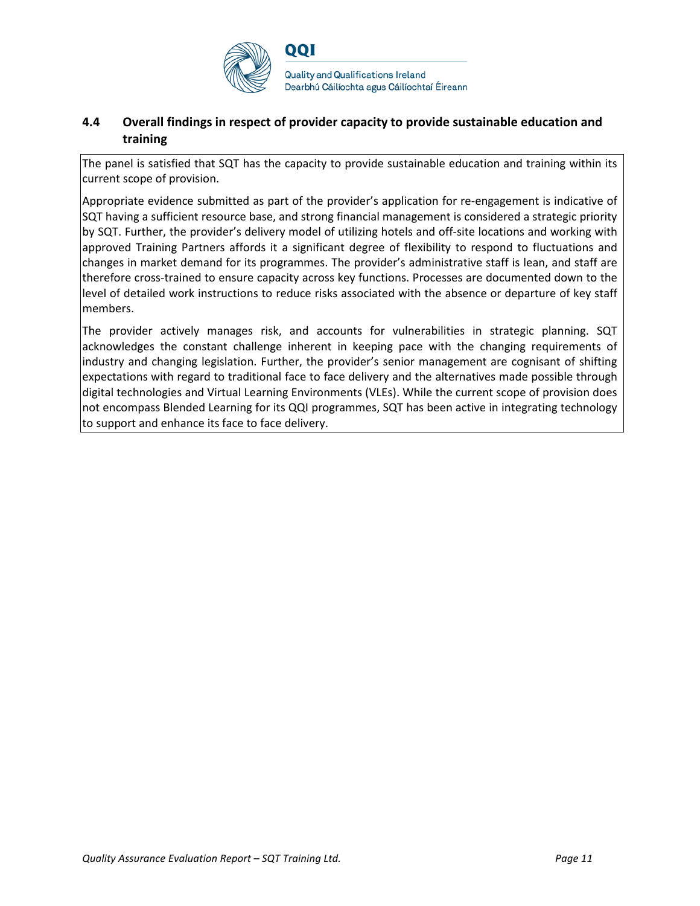### 4.4 Overall findings in respect of provider capacity to provide sustainable education and training

The panel is satisfied that SQT has the capacity to provide sustainable education and training within its current scope of provision.

Appropriate evidence submitted as part of the provider's application for re-engagement is indicative of SQT having a sufficient resource base, and strong financial management is considered a strategic priority by SQT. Further, the provider's delivery model of utilizing hotels and off-site locations and working with approved Training Partners affords it a significant degree of flexibility to respond to fluctuations and changes in market demand for its programmes. The provider's administrative staff is lean, and staff are therefore cross-trained to ensure capacity across key functions. Processes are documented down to the level of detailed work instructions to reduce risks associated with the absence or departure of key staff members.

The provider actively manages risk, and accounts for vulnerabilities in strategic planning. SQT acknowledges the constant challenge inherent in keeping pace with the changing requirements of industry and changing legislation. Further, the provider's senior management are cognisant of shifting expectations with regard to traditional face to face delivery and the alternatives made possible through digital technologies and Virtual Learning Environments (VLEs). While the current scope of provision does not encompass Blended Learning for its QQI programmes, SQT has been active in integrating technology to support and enhance its face to face delivery.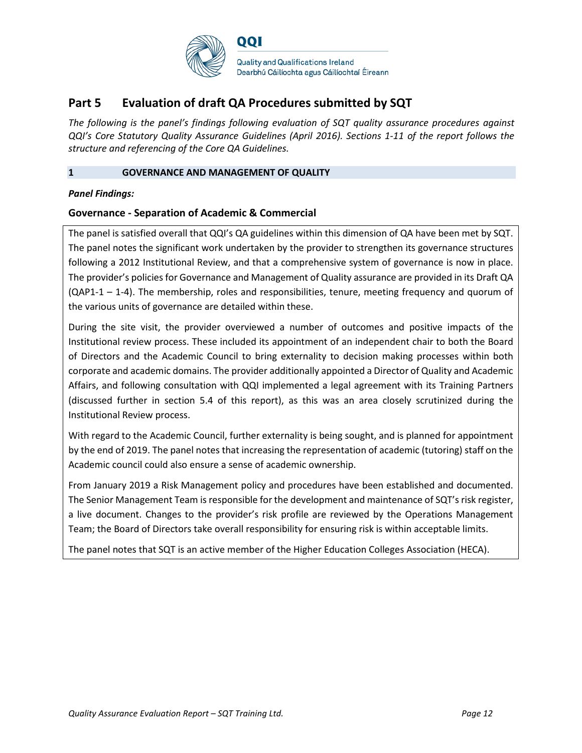# Part 5 Evaluation of draft QA Procedures submitted by SQT

*The following is the panel's findings following evaluation of SQT quality assurance procedures against QQI's Core Statutory Quality Assurance Guidelines (April 2016). Sections 1-11 of the report follows the structure and referencing of the Core QA Guidelines.*

## 1 GOVERNANCE AND MANAGEMENT OF QUALITY

***Panel Findings:***

### Governance - Separation of Academic & Commercial

The panel is satisfied overall that QQI's QA guidelines within this dimension of QA have been met by SQT. The panel notes the significant work undertaken by the provider to strengthen its governance structures following a 2012 Institutional Review, and that a comprehensive system of governance is now in place. The provider's policies for Governance and Management of Quality assurance are provided in its Draft QA (QAP1-1 – 1-4). The membership, roles and responsibilities, tenure, meeting frequency and quorum of the various units of governance are detailed within these.

During the site visit, the provider overviewed a number of outcomes and positive impacts of the Institutional review process. These included its appointment of an independent chair to both the Board of Directors and the Academic Council to bring externality to decision making processes within both corporate and academic domains. The provider additionally appointed a Director of Quality and Academic Affairs, and following consultation with QQI implemented a legal agreement with its Training Partners (discussed further in section 5.4 of this report), as this was an area closely scrutinized during the Institutional Review process.

With regard to the Academic Council, further externality is being sought, and is planned for appointment by the end of 2019. The panel notes that increasing the representation of academic (tutoring) staff on the Academic council could also ensure a sense of academic ownership.

From January 2019 a Risk Management policy and procedures have been established and documented. The Senior Management Team is responsible for the development and maintenance of SQT's risk register, a live document. Changes to the provider's risk profile are reviewed by the Operations Management Team; the Board of Directors take overall responsibility for ensuring risk is within acceptable limits.

The panel notes that SQT is an active member of the Higher Education Colleges Association (HECA).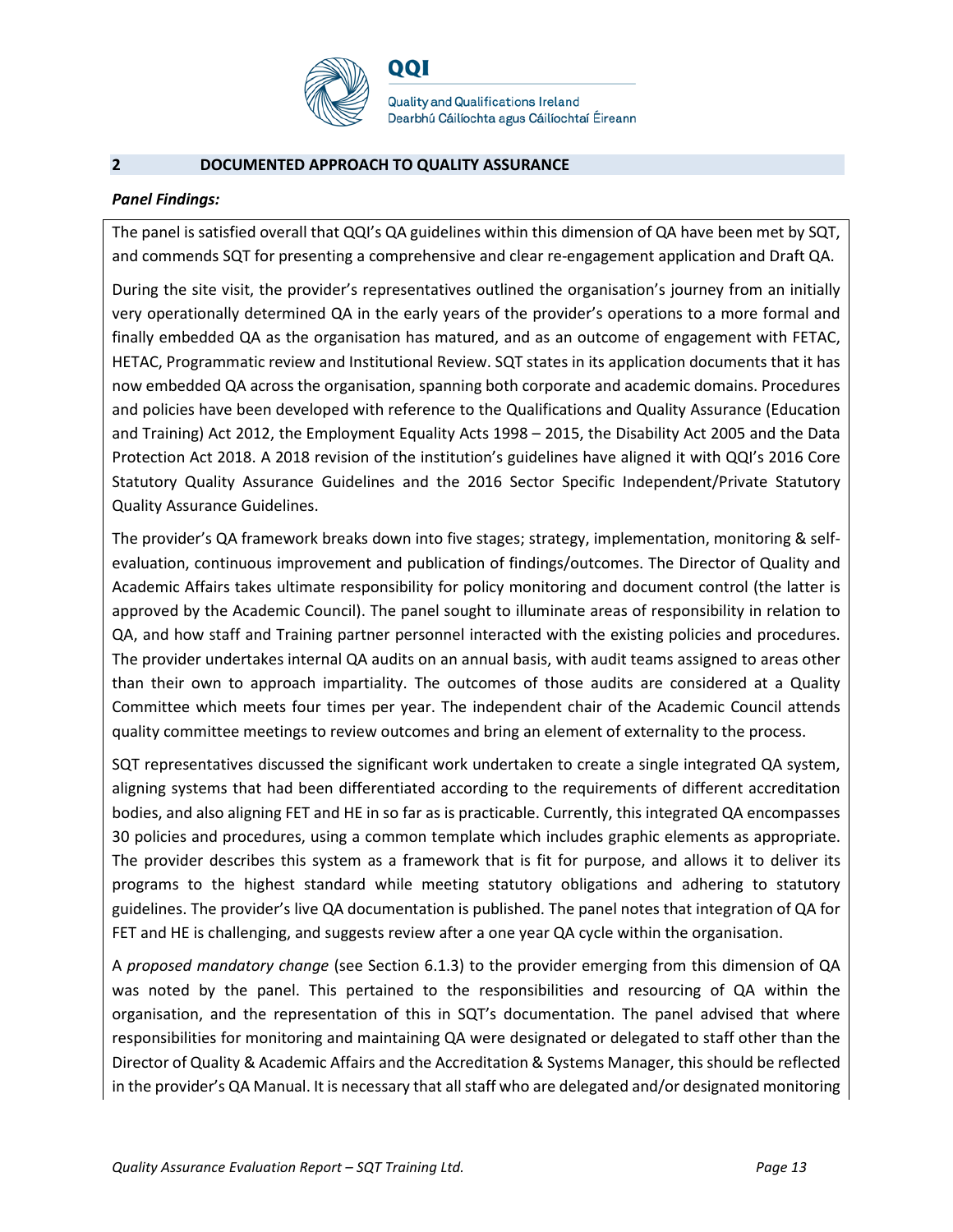## 2 DOCUMENTED APPROACH TO QUALITY ASSURANCE

***Panel Findings:***

The panel is satisfied overall that QQI's QA guidelines within this dimension of QA have been met by SQT, and commends SQT for presenting a comprehensive and clear re-engagement application and Draft QA.

During the site visit, the provider's representatives outlined the organisation's journey from an initially very operationally determined QA in the early years of the provider's operations to a more formal and finally embedded QA as the organisation has matured, and as an outcome of engagement with FETAC, HETAC, Programmatic review and Institutional Review. SQT states in its application documents that it has now embedded QA across the organisation, spanning both corporate and academic domains. Procedures and policies have been developed with reference to the Qualifications and Quality Assurance (Education and Training) Act 2012, the Employment Equality Acts 1998 – 2015, the Disability Act 2005 and the Data Protection Act 2018. A 2018 revision of the institution's guidelines have aligned it with QQI's 2016 Core Statutory Quality Assurance Guidelines and the 2016 Sector Specific Independent/Private Statutory Quality Assurance Guidelines.

The provider's QA framework breaks down into five stages; strategy, implementation, monitoring & self-evaluation, continuous improvement and publication of findings/outcomes. The Director of Quality and Academic Affairs takes ultimate responsibility for policy monitoring and document control (the latter is approved by the Academic Council). The panel sought to illuminate areas of responsibility in relation to QA, and how staff and Training partner personnel interacted with the existing policies and procedures. The provider undertakes internal QA audits on an annual basis, with audit teams assigned to areas other than their own to approach impartiality. The outcomes of those audits are considered at a Quality Committee which meets four times per year. The independent chair of the Academic Council attends quality committee meetings to review outcomes and bring an element of externality to the process.

SQT representatives discussed the significant work undertaken to create a single integrated QA system, aligning systems that had been differentiated according to the requirements of different accreditation bodies, and also aligning FET and HE in so far as is practicable. Currently, this integrated QA encompasses 30 policies and procedures, using a common template which includes graphic elements as appropriate. The provider describes this system as a framework that is fit for purpose, and allows it to deliver its programs to the highest standard while meeting statutory obligations and adhering to statutory guidelines. The provider's live QA documentation is published. The panel notes that integration of QA for FET and HE is challenging, and suggests review after a one year QA cycle within the organisation.

A *proposed mandatory change* (see Section 6.1.3) to the provider emerging from this dimension of QA was noted by the panel. This pertained to the responsibilities and resourcing of QA within the organisation, and the representation of this in SQT's documentation. The panel advised that where responsibilities for monitoring and maintaining QA were designated or delegated to staff other than the Director of Quality & Academic Affairs and the Accreditation & Systems Manager, this should be reflected in the provider's QA Manual. It is necessary that all staff who are delegated and/or designated monitoring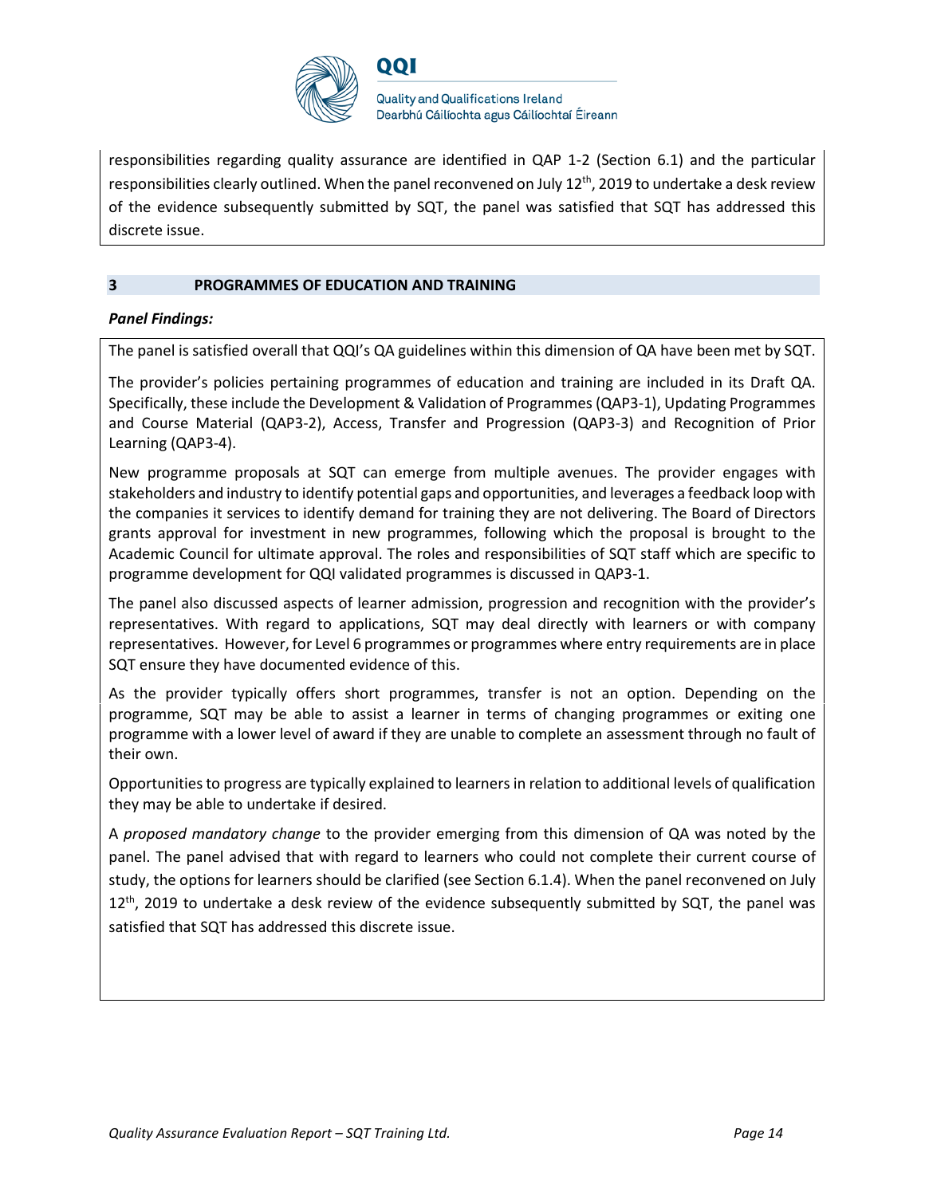responsibilities regarding quality assurance are identified in QAP 1-2 (Section 6.1) and the particular responsibilities clearly outlined. When the panel reconvened on July 12th, 2019 to undertake a desk review of the evidence subsequently submitted by SQT, the panel was satisfied that SQT has addressed this discrete issue.

## 3 PROGRAMMES OF EDUCATION AND TRAINING

***Panel Findings:***

The panel is satisfied overall that QQI's QA guidelines within this dimension of QA have been met by SQT.

The provider's policies pertaining programmes of education and training are included in its Draft QA. Specifically, these include the Development & Validation of Programmes (QAP3-1), Updating Programmes and Course Material (QAP3-2), Access, Transfer and Progression (QAP3-3) and Recognition of Prior Learning (QAP3-4).

New programme proposals at SQT can emerge from multiple avenues. The provider engages with stakeholders and industry to identify potential gaps and opportunities, and leverages a feedback loop with the companies it services to identify demand for training they are not delivering. The Board of Directors grants approval for investment in new programmes, following which the proposal is brought to the Academic Council for ultimate approval. The roles and responsibilities of SQT staff which are specific to programme development for QQI validated programmes is discussed in QAP3-1.

The panel also discussed aspects of learner admission, progression and recognition with the provider's representatives. With regard to applications, SQT may deal directly with learners or with company representatives. However, for Level 6 programmes or programmes where entry requirements are in place SQT ensure they have documented evidence of this.

As the provider typically offers short programmes, transfer is not an option. Depending on the programme, SQT may be able to assist a learner in terms of changing programmes or exiting one programme with a lower level of award if they are unable to complete an assessment through no fault of their own.

Opportunities to progress are typically explained to learners in relation to additional levels of qualification they may be able to undertake if desired.

A *proposed mandatory change* to the provider emerging from this dimension of QA was noted by the panel. The panel advised that with regard to learners who could not complete their current course of study, the options for learners should be clarified (see Section 6.1.4). When the panel reconvened on July 12th, 2019 to undertake a desk review of the evidence subsequently submitted by SQT, the panel was satisfied that SQT has addressed this discrete issue.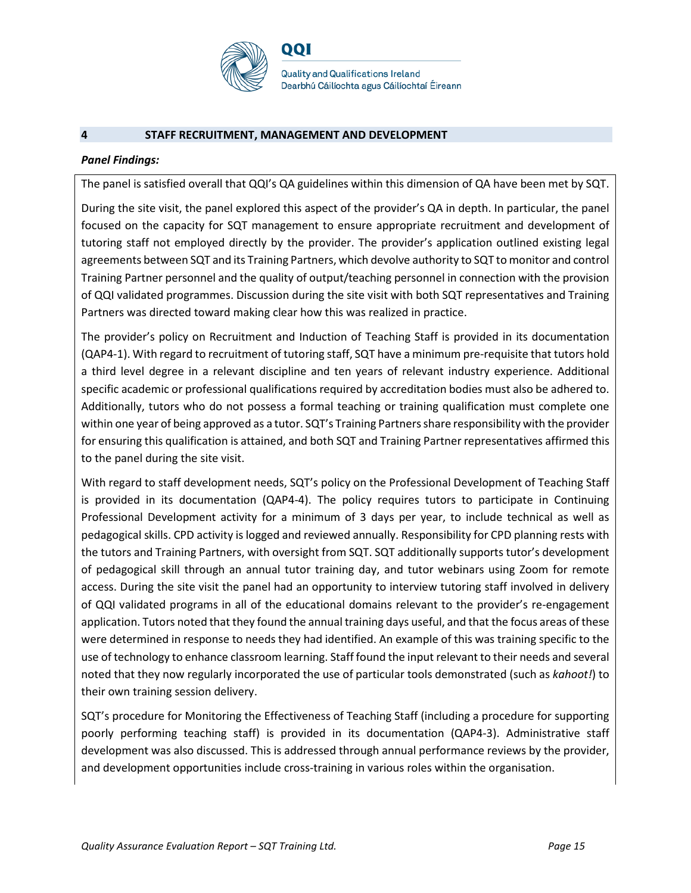## 4 STAFF RECRUITMENT, MANAGEMENT AND DEVELOPMENT

***Panel Findings:***

The panel is satisfied overall that QQI's QA guidelines within this dimension of QA have been met by SQT.

During the site visit, the panel explored this aspect of the provider's QA in depth. In particular, the panel focused on the capacity for SQT management to ensure appropriate recruitment and development of tutoring staff not employed directly by the provider. The provider's application outlined existing legal agreements between SQT and its Training Partners, which devolve authority to SQT to monitor and control Training Partner personnel and the quality of output/teaching personnel in connection with the provision of QQI validated programmes. Discussion during the site visit with both SQT representatives and Training Partners was directed toward making clear how this was realized in practice.

The provider's policy on Recruitment and Induction of Teaching Staff is provided in its documentation (QAP4-1). With regard to recruitment of tutoring staff, SQT have a minimum pre-requisite that tutors hold a third level degree in a relevant discipline and ten years of relevant industry experience. Additional specific academic or professional qualifications required by accreditation bodies must also be adhered to. Additionally, tutors who do not possess a formal teaching or training qualification must complete one within one year of being approved as a tutor. SQT's Training Partners share responsibility with the provider for ensuring this qualification is attained, and both SQT and Training Partner representatives affirmed this to the panel during the site visit.

With regard to staff development needs, SQT's policy on the Professional Development of Teaching Staff is provided in its documentation (QAP4-4). The policy requires tutors to participate in Continuing Professional Development activity for a minimum of 3 days per year, to include technical as well as pedagogical skills. CPD activity is logged and reviewed annually. Responsibility for CPD planning rests with the tutors and Training Partners, with oversight from SQT. SQT additionally supports tutor's development of pedagogical skill through an annual tutor training day, and tutor webinars using Zoom for remote access. During the site visit the panel had an opportunity to interview tutoring staff involved in delivery of QQI validated programs in all of the educational domains relevant to the provider's re-engagement application. Tutors noted that they found the annual training days useful, and that the focus areas of these were determined in response to needs they had identified. An example of this was training specific to the use of technology to enhance classroom learning. Staff found the input relevant to their needs and several noted that they now regularly incorporated the use of particular tools demonstrated (such as *kahoot!*) to their own training session delivery.

SQT's procedure for Monitoring the Effectiveness of Teaching Staff (including a procedure for supporting poorly performing teaching staff) is provided in its documentation (QAP4-3). Administrative staff development was also discussed. This is addressed through annual performance reviews by the provider, and development opportunities include cross-training in various roles within the organisation.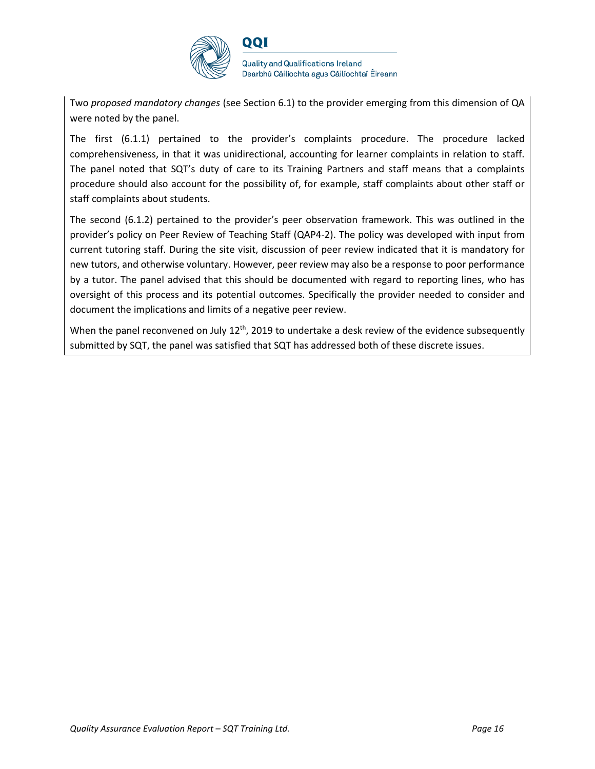Two *proposed mandatory changes* (see Section 6.1) to the provider emerging from this dimension of QA were noted by the panel.

The first (6.1.1) pertained to the provider's complaints procedure. The procedure lacked comprehensiveness, in that it was unidirectional, accounting for learner complaints in relation to staff. The panel noted that SQT's duty of care to its Training Partners and staff means that a complaints procedure should also account for the possibility of, for example, staff complaints about other staff or staff complaints about students.

The second (6.1.2) pertained to the provider's peer observation framework. This was outlined in the provider's policy on Peer Review of Teaching Staff (QAP4-2). The policy was developed with input from current tutoring staff. During the site visit, discussion of peer review indicated that it is mandatory for new tutors, and otherwise voluntary. However, peer review may also be a response to poor performance by a tutor. The panel advised that this should be documented with regard to reporting lines, who has oversight of this process and its potential outcomes. Specifically the provider needed to consider and document the implications and limits of a negative peer review.

When the panel reconvened on July 12th, 2019 to undertake a desk review of the evidence subsequently submitted by SQT, the panel was satisfied that SQT has addressed both of these discrete issues.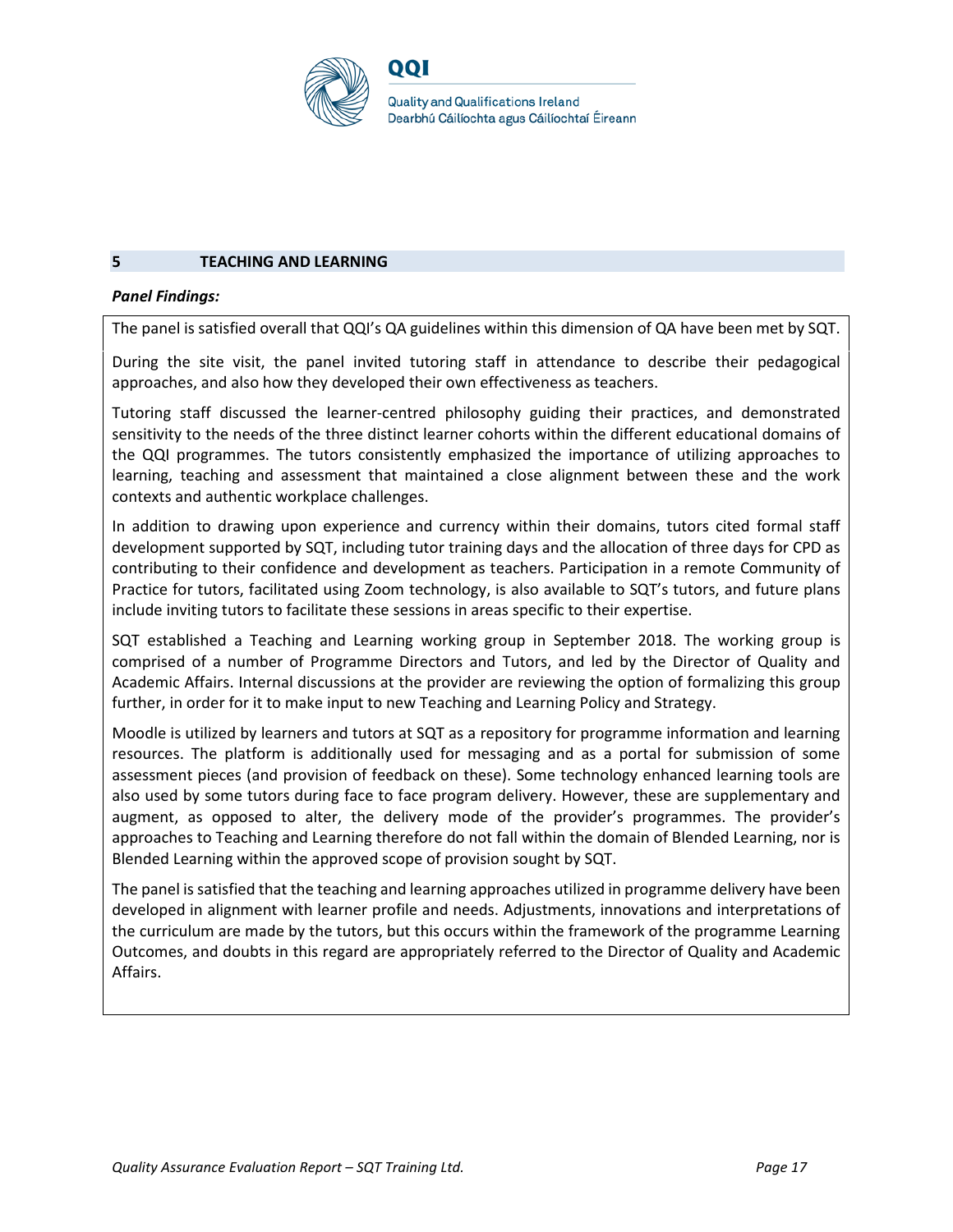## 5 TEACHING AND LEARNING

***Panel Findings:***

The panel is satisfied overall that QQI's QA guidelines within this dimension of QA have been met by SQT.

During the site visit, the panel invited tutoring staff in attendance to describe their pedagogical approaches, and also how they developed their own effectiveness as teachers.

Tutoring staff discussed the learner-centred philosophy guiding their practices, and demonstrated sensitivity to the needs of the three distinct learner cohorts within the different educational domains of the QQI programmes. The tutors consistently emphasized the importance of utilizing approaches to learning, teaching and assessment that maintained a close alignment between these and the work contexts and authentic workplace challenges.

In addition to drawing upon experience and currency within their domains, tutors cited formal staff development supported by SQT, including tutor training days and the allocation of three days for CPD as contributing to their confidence and development as teachers. Participation in a remote Community of Practice for tutors, facilitated using Zoom technology, is also available to SQT's tutors, and future plans include inviting tutors to facilitate these sessions in areas specific to their expertise.

SQT established a Teaching and Learning working group in September 2018. The working group is comprised of a number of Programme Directors and Tutors, and led by the Director of Quality and Academic Affairs. Internal discussions at the provider are reviewing the option of formalizing this group further, in order for it to make input to new Teaching and Learning Policy and Strategy.

Moodle is utilized by learners and tutors at SQT as a repository for programme information and learning resources. The platform is additionally used for messaging and as a portal for submission of some assessment pieces (and provision of feedback on these). Some technology enhanced learning tools are also used by some tutors during face to face program delivery. However, these are supplementary and augment, as opposed to alter, the delivery mode of the provider's programmes. The provider's approaches to Teaching and Learning therefore do not fall within the domain of Blended Learning, nor is Blended Learning within the approved scope of provision sought by SQT.

The panel is satisfied that the teaching and learning approaches utilized in programme delivery have been developed in alignment with learner profile and needs. Adjustments, innovations and interpretations of the curriculum are made by the tutors, but this occurs within the framework of the programme Learning Outcomes, and doubts in this regard are appropriately referred to the Director of Quality and Academic Affairs.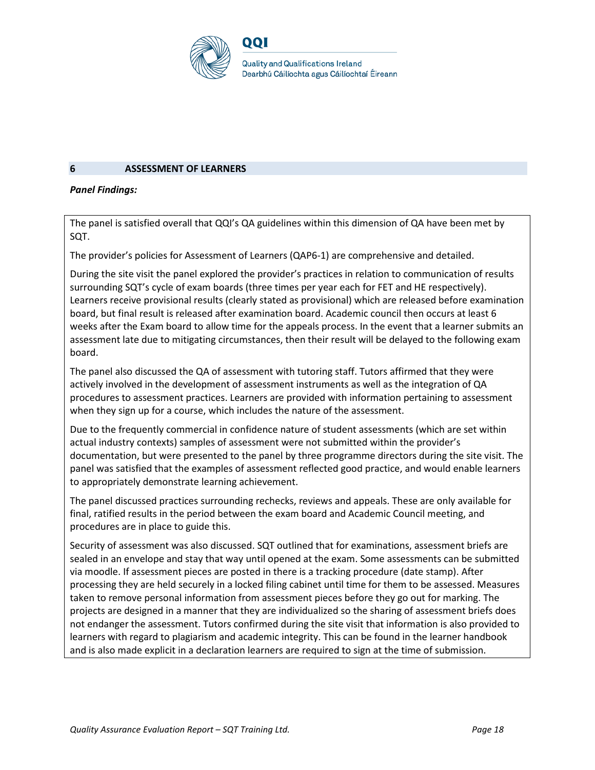## 6 ASSESSMENT OF LEARNERS

***Panel Findings:***

The panel is satisfied overall that QQI's QA guidelines within this dimension of QA have been met by SQT.

The provider's policies for Assessment of Learners (QAP6-1) are comprehensive and detailed.

During the site visit the panel explored the provider's practices in relation to communication of results surrounding SQT's cycle of exam boards (three times per year each for FET and HE respectively). Learners receive provisional results (clearly stated as provisional) which are released before examination board, but final result is released after examination board. Academic council then occurs at least 6 weeks after the Exam board to allow time for the appeals process. In the event that a learner submits an assessment late due to mitigating circumstances, then their result will be delayed to the following exam board.

The panel also discussed the QA of assessment with tutoring staff. Tutors affirmed that they were actively involved in the development of assessment instruments as well as the integration of QA procedures to assessment practices. Learners are provided with information pertaining to assessment when they sign up for a course, which includes the nature of the assessment.

Due to the frequently commercial in confidence nature of student assessments (which are set within actual industry contexts) samples of assessment were not submitted within the provider's documentation, but were presented to the panel by three programme directors during the site visit. The panel was satisfied that the examples of assessment reflected good practice, and would enable learners to appropriately demonstrate learning achievement.

The panel discussed practices surrounding rechecks, reviews and appeals. These are only available for final, ratified results in the period between the exam board and Academic Council meeting, and procedures are in place to guide this.

Security of assessment was also discussed. SQT outlined that for examinations, assessment briefs are sealed in an envelope and stay that way until opened at the exam. Some assessments can be submitted via moodle. If assessment pieces are posted in there is a tracking procedure (date stamp). After processing they are held securely in a locked filing cabinet until time for them to be assessed. Measures taken to remove personal information from assessment pieces before they go out for marking. The projects are designed in a manner that they are individualized so the sharing of assessment briefs does not endanger the assessment. Tutors confirmed during the site visit that information is also provided to learners with regard to plagiarism and academic integrity. This can be found in the learner handbook and is also made explicit in a declaration learners are required to sign at the time of submission.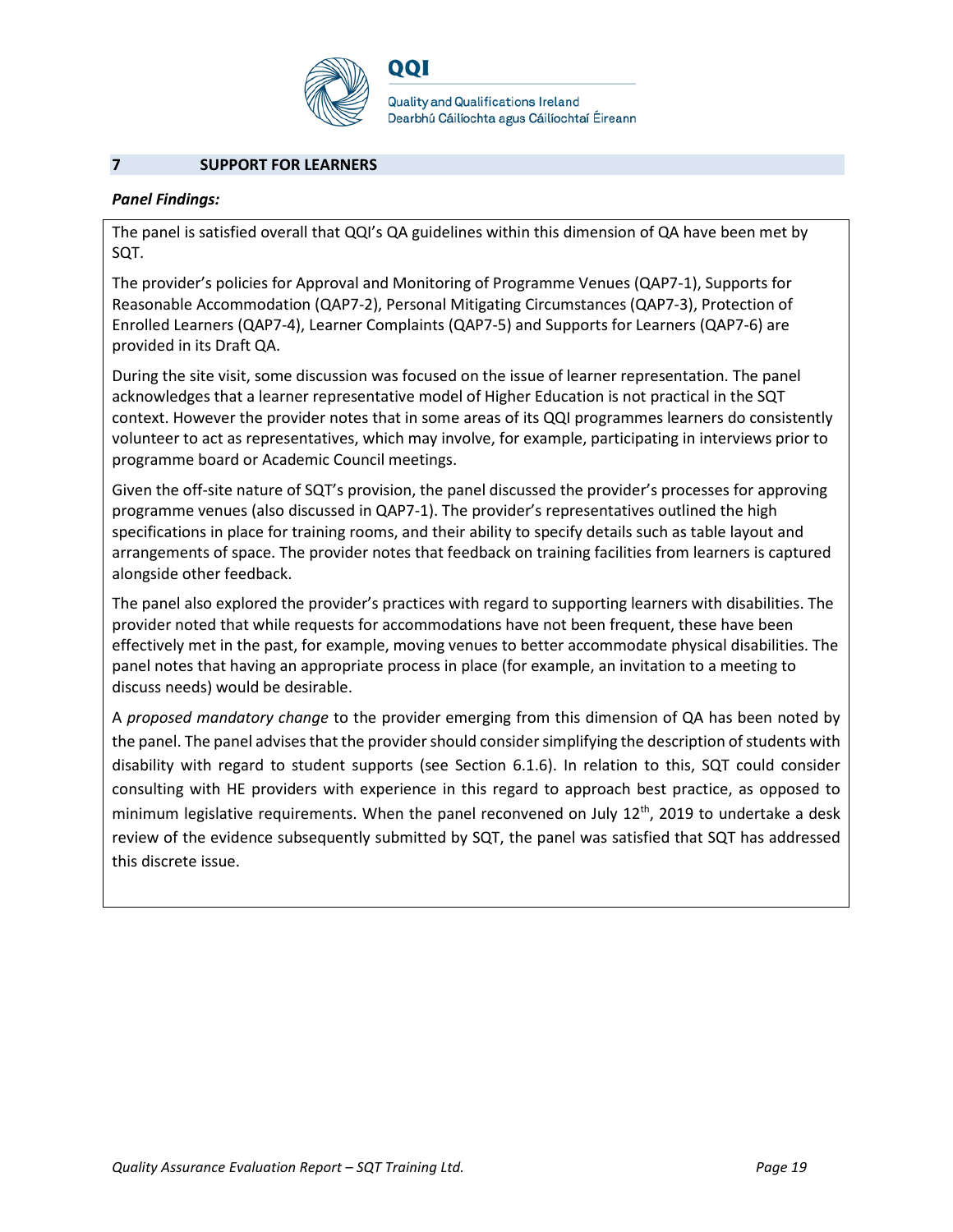## 7 SUPPORT FOR LEARNERS

***Panel Findings:***

The panel is satisfied overall that QQI's QA guidelines within this dimension of QA have been met by SQT.

The provider's policies for Approval and Monitoring of Programme Venues (QAP7-1), Supports for Reasonable Accommodation (QAP7-2), Personal Mitigating Circumstances (QAP7-3), Protection of Enrolled Learners (QAP7-4), Learner Complaints (QAP7-5) and Supports for Learners (QAP7-6) are provided in its Draft QA.

During the site visit, some discussion was focused on the issue of learner representation. The panel acknowledges that a learner representative model of Higher Education is not practical in the SQT context. However the provider notes that in some areas of its QQI programmes learners do consistently volunteer to act as representatives, which may involve, for example, participating in interviews prior to programme board or Academic Council meetings.

Given the off-site nature of SQT's provision, the panel discussed the provider's processes for approving programme venues (also discussed in QAP7-1). The provider's representatives outlined the high specifications in place for training rooms, and their ability to specify details such as table layout and arrangements of space. The provider notes that feedback on training facilities from learners is captured alongside other feedback.

The panel also explored the provider's practices with regard to supporting learners with disabilities. The provider noted that while requests for accommodations have not been frequent, these have been effectively met in the past, for example, moving venues to better accommodate physical disabilities. The panel notes that having an appropriate process in place (for example, an invitation to a meeting to discuss needs) would be desirable.

A *proposed mandatory change* to the provider emerging from this dimension of QA has been noted by the panel. The panel advises that the provider should consider simplifying the description of students with disability with regard to student supports (see Section 6.1.6). In relation to this, SQT could consider consulting with HE providers with experience in this regard to approach best practice, as opposed to minimum legislative requirements. When the panel reconvened on July 12th, 2019 to undertake a desk review of the evidence subsequently submitted by SQT, the panel was satisfied that SQT has addressed this discrete issue.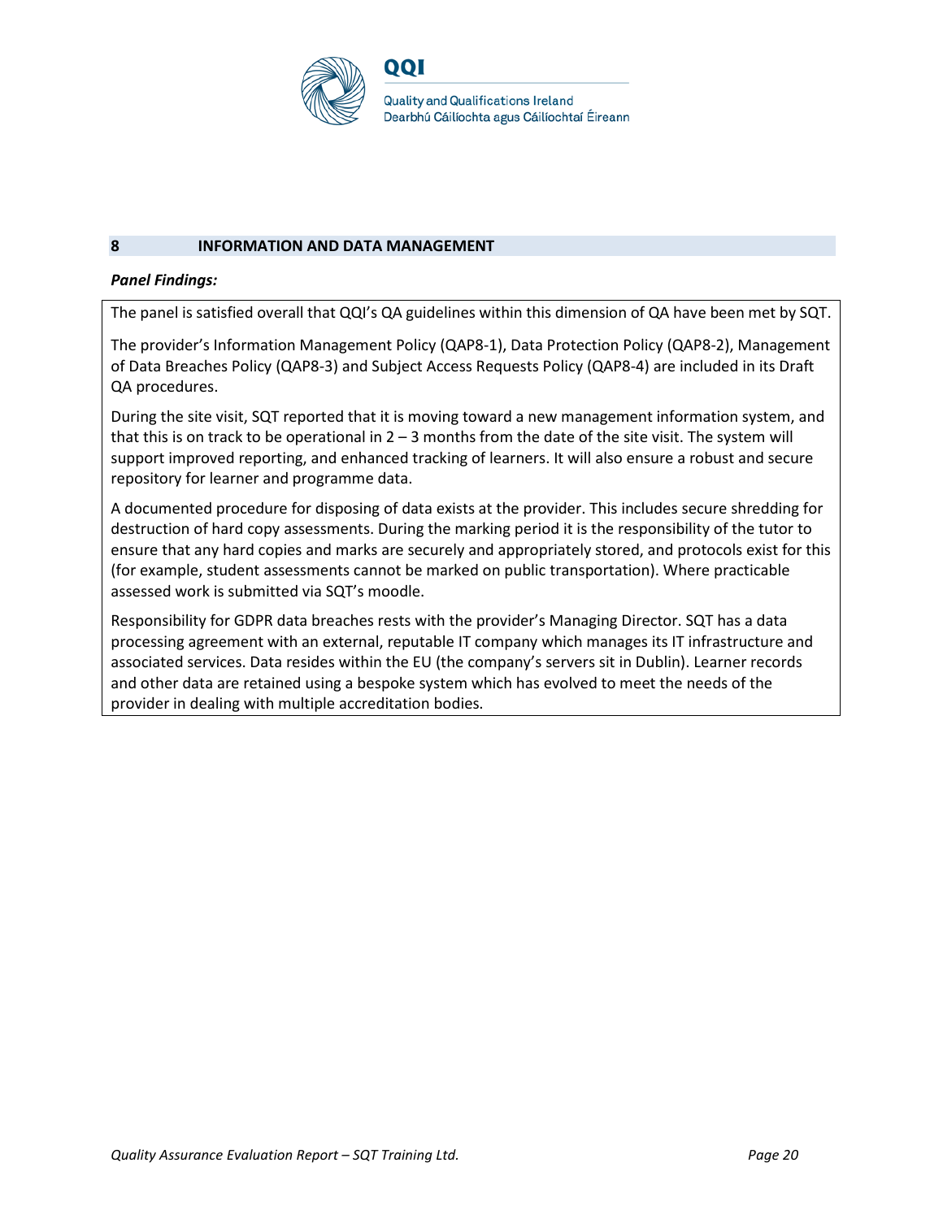## 8 INFORMATION AND DATA MANAGEMENT

***Panel Findings:***

The panel is satisfied overall that QQI's QA guidelines within this dimension of QA have been met by SQT.

The provider's Information Management Policy (QAP8-1), Data Protection Policy (QAP8-2), Management of Data Breaches Policy (QAP8-3) and Subject Access Requests Policy (QAP8-4) are included in its Draft QA procedures.

During the site visit, SQT reported that it is moving toward a new management information system, and that this is on track to be operational in 2 – 3 months from the date of the site visit. The system will support improved reporting, and enhanced tracking of learners. It will also ensure a robust and secure repository for learner and programme data.

A documented procedure for disposing of data exists at the provider. This includes secure shredding for destruction of hard copy assessments. During the marking period it is the responsibility of the tutor to ensure that any hard copies and marks are securely and appropriately stored, and protocols exist for this (for example, student assessments cannot be marked on public transportation). Where practicable assessed work is submitted via SQT's moodle.

Responsibility for GDPR data breaches rests with the provider's Managing Director. SQT has a data processing agreement with an external, reputable IT company which manages its IT infrastructure and associated services. Data resides within the EU (the company's servers sit in Dublin). Learner records and other data are retained using a bespoke system which has evolved to meet the needs of the provider in dealing with multiple accreditation bodies.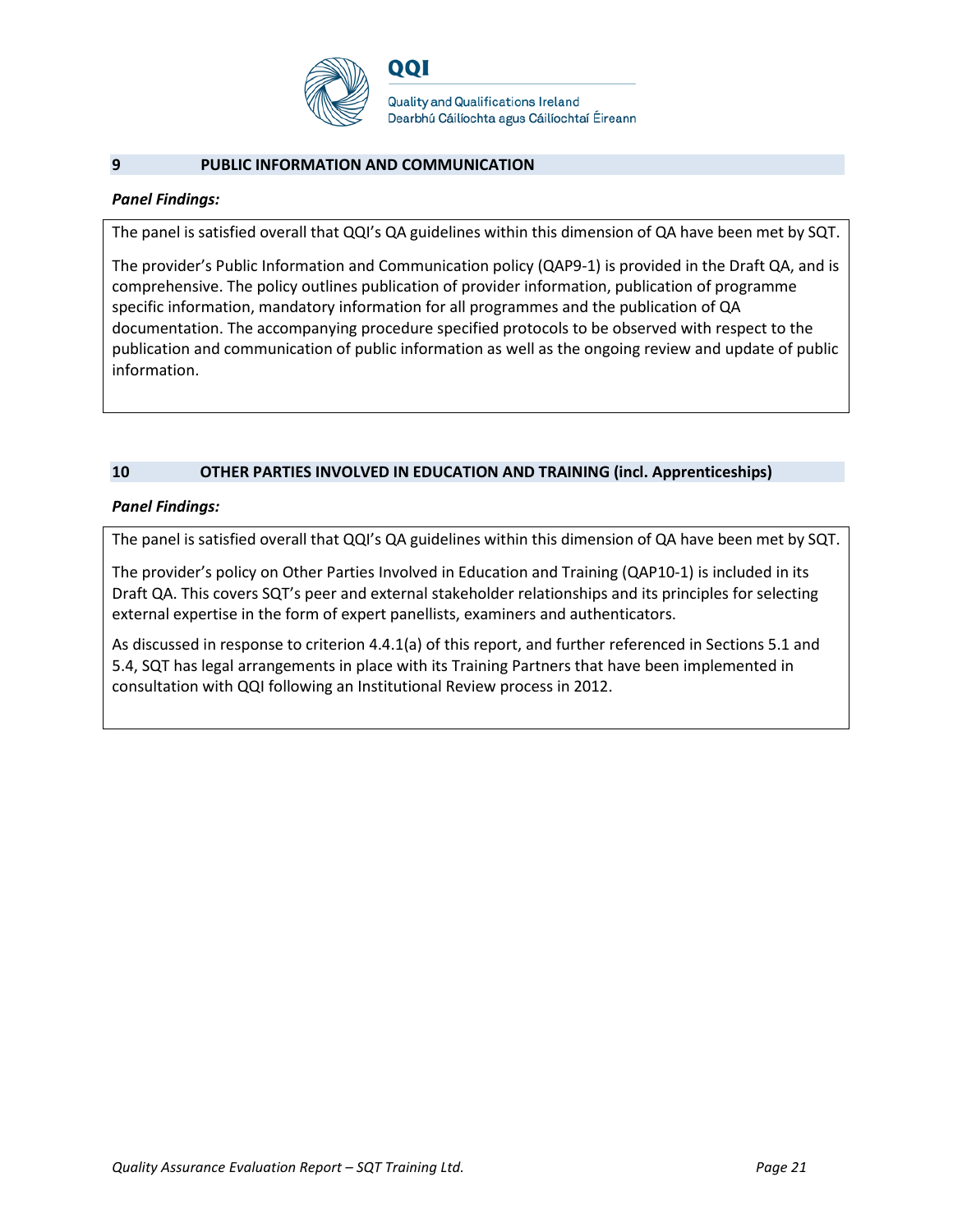## 9 PUBLIC INFORMATION AND COMMUNICATION

***Panel Findings:***

The panel is satisfied overall that QQI's QA guidelines within this dimension of QA have been met by SQT.

The provider's Public Information and Communication policy (QAP9-1) is provided in the Draft QA, and is comprehensive. The policy outlines publication of provider information, publication of programme specific information, mandatory information for all programmes and the publication of QA documentation. The accompanying procedure specified protocols to be observed with respect to the publication and communication of public information as well as the ongoing review and update of public information.

## 10 OTHER PARTIES INVOLVED IN EDUCATION AND TRAINING (incl. Apprenticeships)

***Panel Findings:***

The panel is satisfied overall that QQI's QA guidelines within this dimension of QA have been met by SQT.

The provider's policy on Other Parties Involved in Education and Training (QAP10-1) is included in its Draft QA. This covers SQT's peer and external stakeholder relationships and its principles for selecting external expertise in the form of expert panellists, examiners and authenticators.

As discussed in response to criterion 4.4.1(a) of this report, and further referenced in Sections 5.1 and 5.4, SQT has legal arrangements in place with its Training Partners that have been implemented in consultation with QQI following an Institutional Review process in 2012.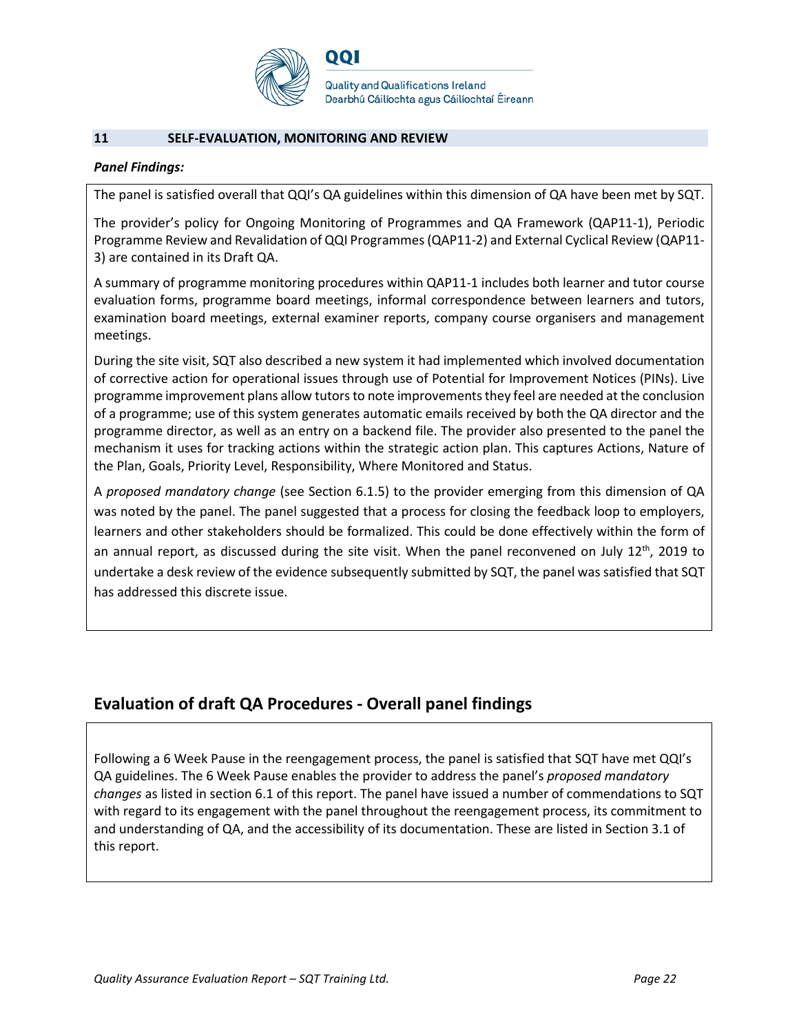## 11 SELF-EVALUATION, MONITORING AND REVIEW

***Panel Findings:***

The panel is satisfied overall that QQI's QA guidelines within this dimension of QA have been met by SQT.

The provider's policy for Ongoing Monitoring of Programmes and QA Framework (QAP11-1), Periodic Programme Review and Revalidation of QQI Programmes (QAP11-2) and External Cyclical Review (QAP11-3) are contained in its Draft QA.

A summary of programme monitoring procedures within QAP11-1 includes both learner and tutor course evaluation forms, programme board meetings, informal correspondence between learners and tutors, examination board meetings, external examiner reports, company course organisers and management meetings.

During the site visit, SQT also described a new system it had implemented which involved documentation of corrective action for operational issues through use of Potential for Improvement Notices (PINs). Live programme improvement plans allow tutors to note improvements they feel are needed at the conclusion of a programme; use of this system generates automatic emails received by both the QA director and the programme director, as well as an entry on a backend file. The provider also presented to the panel the mechanism it uses for tracking actions within the strategic action plan. This captures Actions, Nature of the Plan, Goals, Priority Level, Responsibility, Where Monitored and Status.

A *proposed mandatory change* (see Section 6.1.5) to the provider emerging from this dimension of QA was noted by the panel. The panel suggested that a process for closing the feedback loop to employers, learners and other stakeholders should be formalized. This could be done effectively within the form of an annual report, as discussed during the site visit. When the panel reconvened on July 12th, 2019 to undertake a desk review of the evidence subsequently submitted by SQT, the panel was satisfied that SQT has addressed this discrete issue.

## Evaluation of draft QA Procedures - Overall panel findings

Following a 6 Week Pause in the reengagement process, the panel is satisfied that SQT have met QQI's QA guidelines. The 6 Week Pause enables the provider to address the panel's *proposed mandatory changes* as listed in section 6.1 of this report. The panel have issued a number of commendations to SQT with regard to its engagement with the panel throughout the reengagement process, its commitment to and understanding of QA, and the accessibility of its documentation. These are listed in Section 3.1 of this report.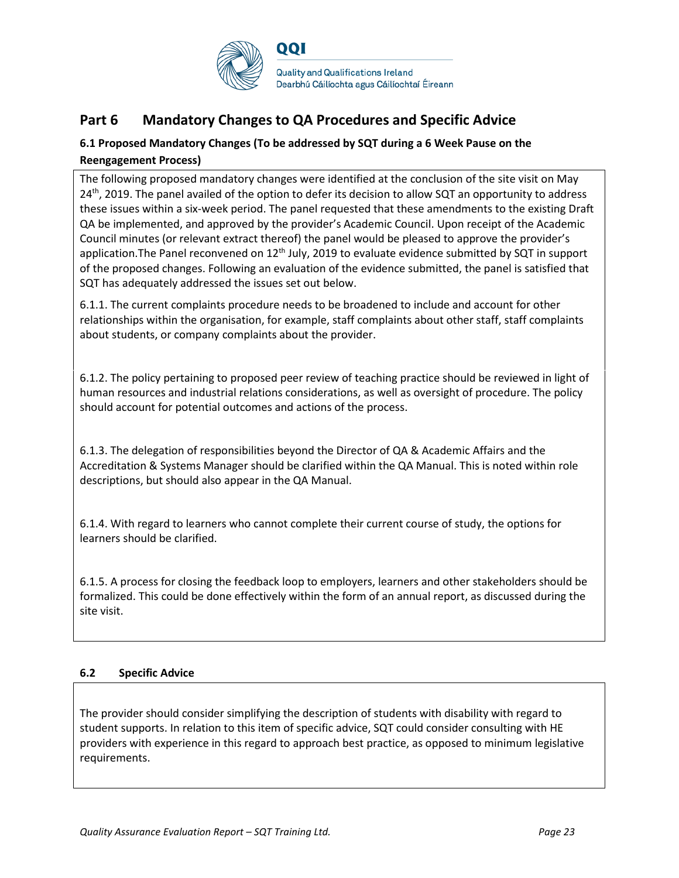## Part 6 Mandatory Changes to QA Procedures and Specific Advice

### 6.1 Proposed Mandatory Changes (To be addressed by SQT during a 6 Week Pause on the Reengagement Process)

The following proposed mandatory changes were identified at the conclusion of the site visit on May 24th, 2019. The panel availed of the option to defer its decision to allow SQT an opportunity to address these issues within a six-week period. The panel requested that these amendments to the existing Draft QA be implemented, and approved by the provider's Academic Council. Upon receipt of the Academic Council minutes (or relevant extract thereof) the panel would be pleased to approve the provider's application.The Panel reconvened on 12th July, 2019 to evaluate evidence submitted by SQT in support of the proposed changes. Following an evaluation of the evidence submitted, the panel is satisfied that SQT has adequately addressed the issues set out below.

6.1.1. The current complaints procedure needs to be broadened to include and account for other relationships within the organisation, for example, staff complaints about other staff, staff complaints about students, or company complaints about the provider.

6.1.2. The policy pertaining to proposed peer review of teaching practice should be reviewed in light of human resources and industrial relations considerations, as well as oversight of procedure. The policy should account for potential outcomes and actions of the process.

6.1.3. The delegation of responsibilities beyond the Director of QA & Academic Affairs and the Accreditation & Systems Manager should be clarified within the QA Manual. This is noted within role descriptions, but should also appear in the QA Manual.

6.1.4. With regard to learners who cannot complete their current course of study, the options for learners should be clarified.

6.1.5. A process for closing the feedback loop to employers, learners and other stakeholders should be formalized. This could be done effectively within the form of an annual report, as discussed during the site visit.

### 6.2 Specific Advice

The provider should consider simplifying the description of students with disability with regard to student supports. In relation to this item of specific advice, SQT could consider consulting with HE providers with experience in this regard to approach best practice, as opposed to minimum legislative requirements.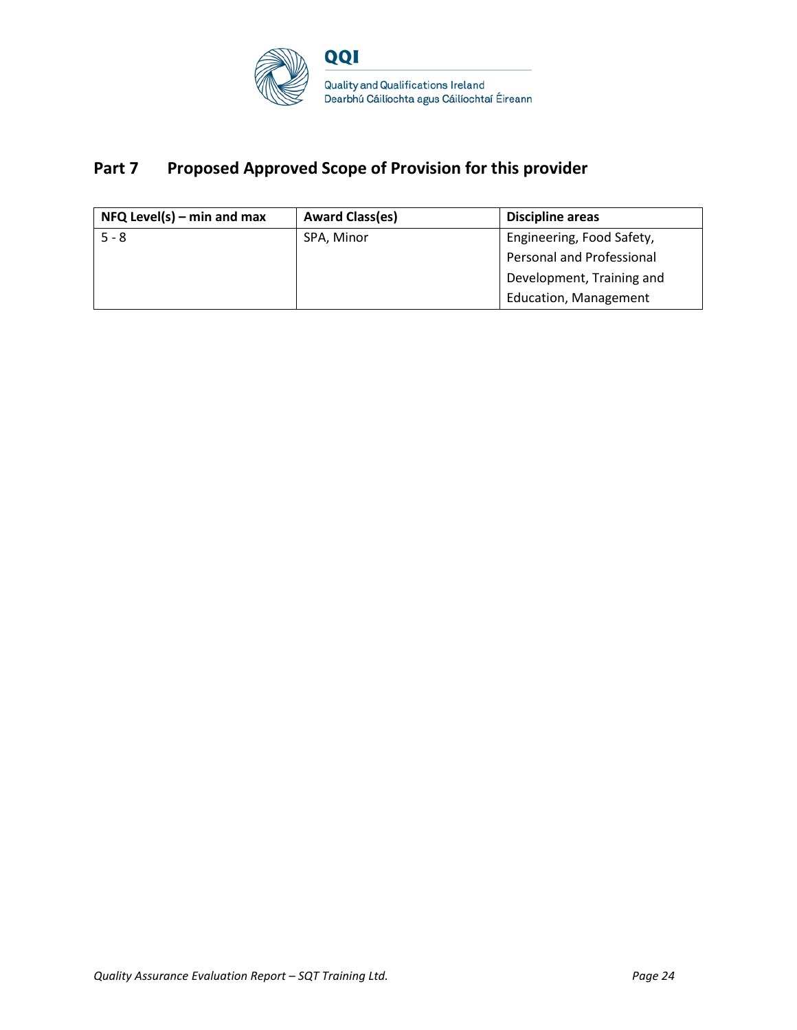## Part 7 Proposed Approved Scope of Provision for this provider

| NFQ Level(s) – min and max | Award Class(es) | Discipline areas |
|---|---|---|
| 5 - 8 | SPA, Minor | Engineering, Food Safety, Personal and Professional Development, Training and Education, Management |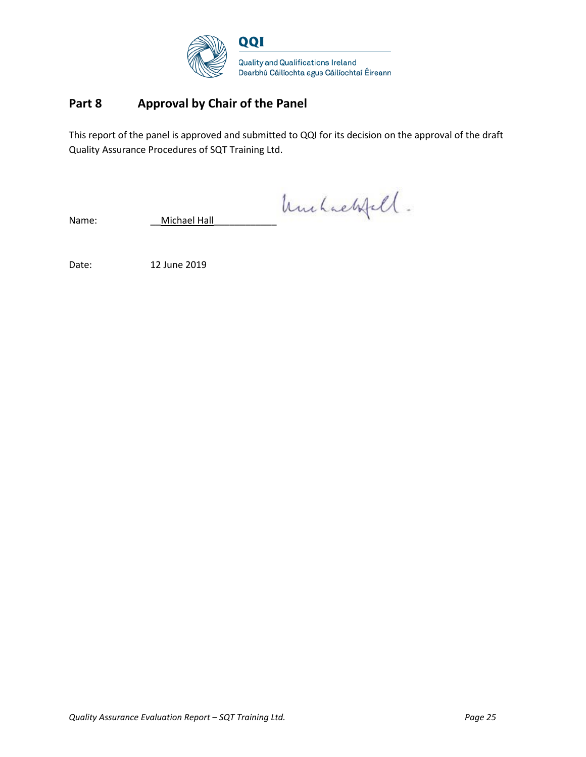## Part 8 Approval by Chair of the Panel

This report of the panel is approved and submitted to QQI for its decision on the approval of the draft Quality Assurance Procedures of SQT Training Ltd.

Name: Michael Hall

Date: 12 June 2019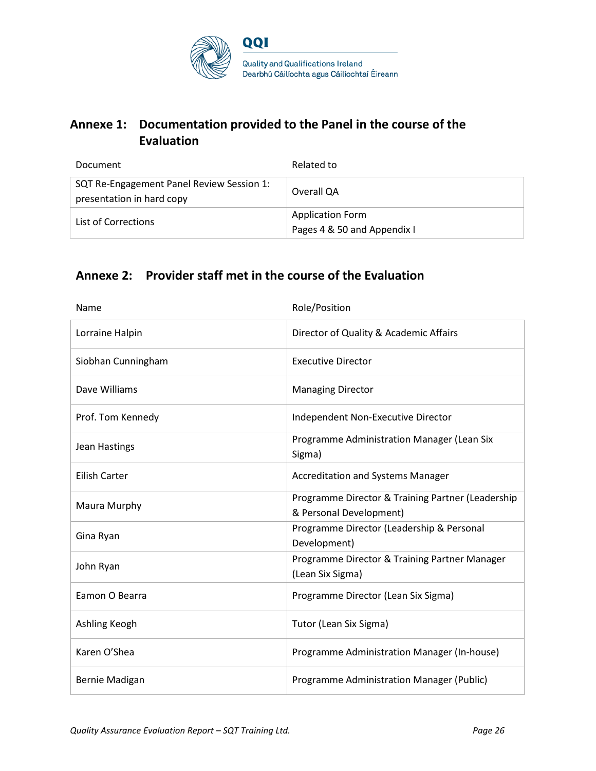## Annexe 1: Documentation provided to the Panel in the course of the Evaluation

| Document | Related to |
|---|---|
| SQT Re-Engagement Panel Review Session 1: presentation in hard copy | Overall QA |
| List of Corrections | Application Form<br>Pages 4 & 50 and Appendix I |

## Annexe 2: Provider staff met in the course of the Evaluation

| Name | Role/Position |
|---|---|
| Lorraine Halpin | Director of Quality & Academic Affairs |
| Siobhan Cunningham | Executive Director |
| Dave Williams | Managing Director |
| Prof. Tom Kennedy | Independent Non-Executive Director |
| Jean Hastings | Programme Administration Manager (Lean Six Sigma) |
| Eilish Carter | Accreditation and Systems Manager |
| Maura Murphy | Programme Director & Training Partner (Leadership & Personal Development) |
| Gina Ryan | Programme Director (Leadership & Personal Development) |
| John Ryan | Programme Director & Training Partner Manager (Lean Six Sigma) |
| Eamon O Bearra | Programme Director (Lean Six Sigma) |
| Ashling Keogh | Tutor (Lean Six Sigma) |
| Karen O'Shea | Programme Administration Manager (In-house) |
| Bernie Madigan | Programme Administration Manager (Public) |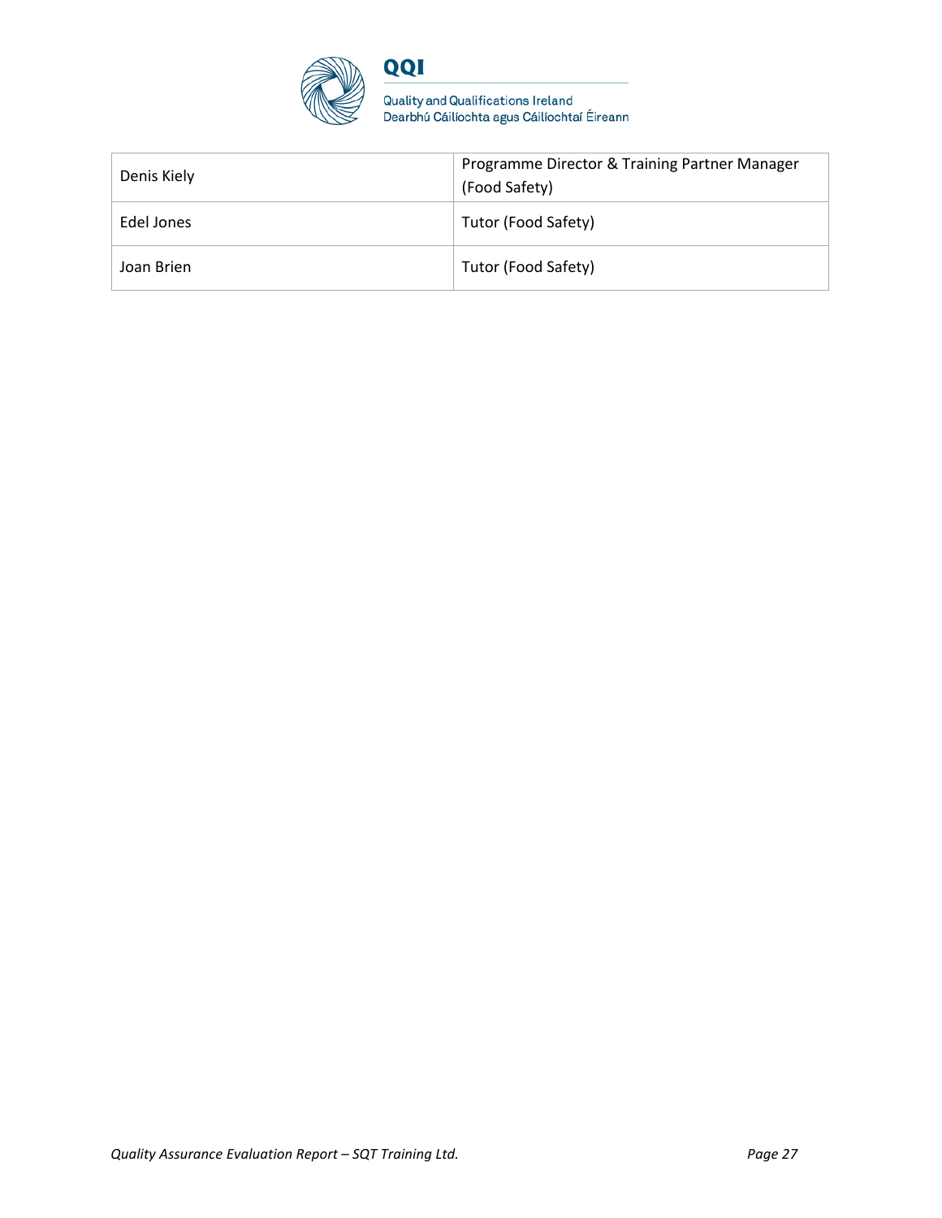| | |
|---|---|
| Denis Kiely | Programme Director & Training Partner Manager (Food Safety) |
| Edel Jones | Tutor (Food Safety) |
| Joan Brien | Tutor (Food Safety) |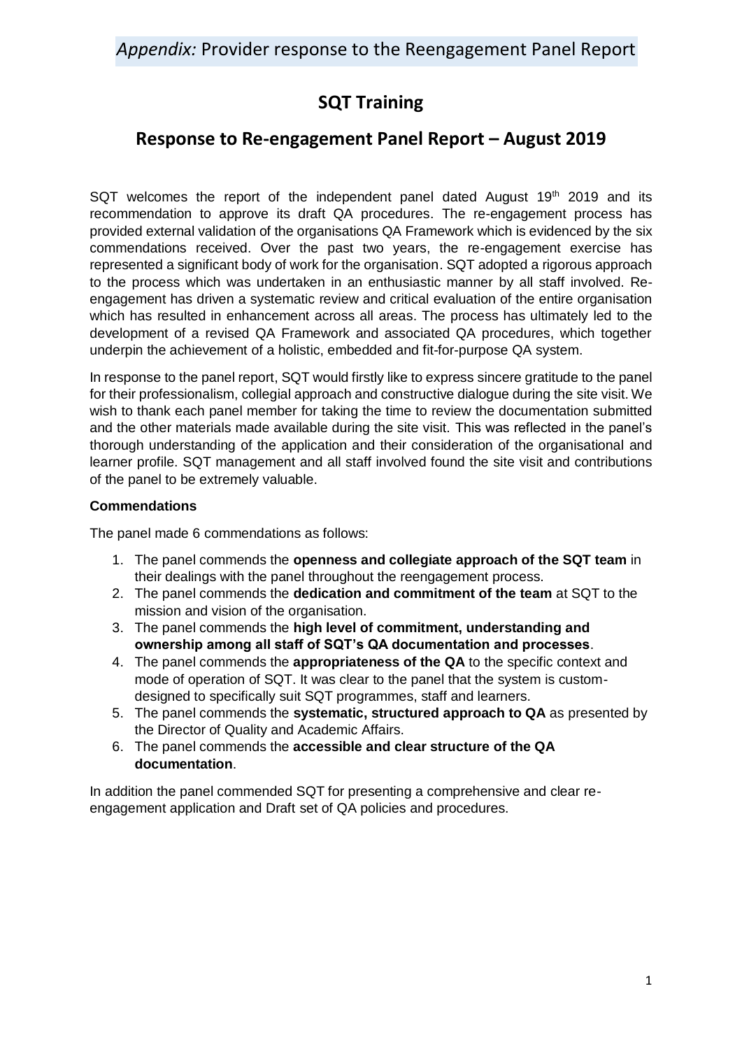*Appendix:* Provider response to the Reengagement Panel Report

# SQT Training

## Response to Re-engagement Panel Report – August 2019

SQT welcomes the report of the independent panel dated August 19th 2019 and its recommendation to approve its draft QA procedures. The re-engagement process has provided external validation of the organisations QA Framework which is evidenced by the six commendations received. Over the past two years, the re-engagement exercise has represented a significant body of work for the organisation. SQT adopted a rigorous approach to the process which was undertaken in an enthusiastic manner by all staff involved. Re-engagement has driven a systematic review and critical evaluation of the entire organisation which has resulted in enhancement across all areas. The process has ultimately led to the development of a revised QA Framework and associated QA procedures, which together underpin the achievement of a holistic, embedded and fit-for-purpose QA system.

In response to the panel report, SQT would firstly like to express sincere gratitude to the panel for their professionalism, collegial approach and constructive dialogue during the site visit. We wish to thank each panel member for taking the time to review the documentation submitted and the other materials made available during the site visit. This was reflected in the panel's thorough understanding of the application and their consideration of the organisational and learner profile. SQT management and all staff involved found the site visit and contributions of the panel to be extremely valuable.

**Commendations**

The panel made 6 commendations as follows:

1. The panel commends the **openness and collegiate approach of the SQT team** in their dealings with the panel throughout the reengagement process.
2. The panel commends the **dedication and commitment of the team** at SQT to the mission and vision of the organisation.
3. The panel commends the **high level of commitment, understanding and ownership among all staff of SQT's QA documentation and processes**.
4. The panel commends the **appropriateness of the QA** to the specific context and mode of operation of SQT. It was clear to the panel that the system is custom-designed to specifically suit SQT programmes, staff and learners.
5. The panel commends the **systematic, structured approach to QA** as presented by the Director of Quality and Academic Affairs.
6. The panel commends the **accessible and clear structure of the QA documentation**.

In addition the panel commended SQT for presenting a comprehensive and clear re-engagement application and Draft set of QA policies and procedures.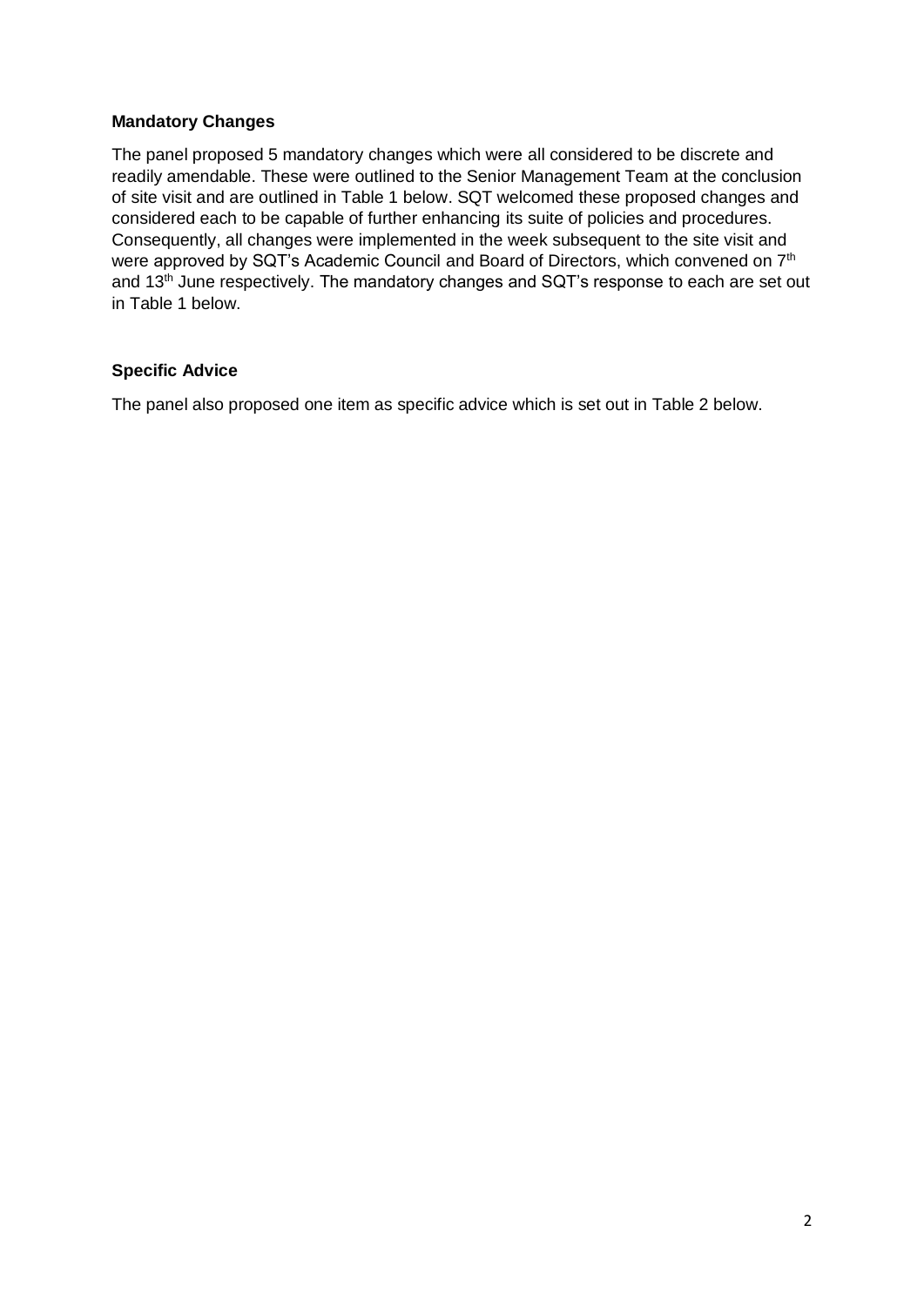**Mandatory Changes**

The panel proposed 5 mandatory changes which were all considered to be discrete and readily amendable. These were outlined to the Senior Management Team at the conclusion of site visit and are outlined in Table 1 below. SQT welcomed these proposed changes and considered each to be capable of further enhancing its suite of policies and procedures. Consequently, all changes were implemented in the week subsequent to the site visit and were approved by SQT's Academic Council and Board of Directors, which convened on 7th and 13th June respectively. The mandatory changes and SQT's response to each are set out in Table 1 below.

**Specific Advice**

The panel also proposed one item as specific advice which is set out in Table 2 below.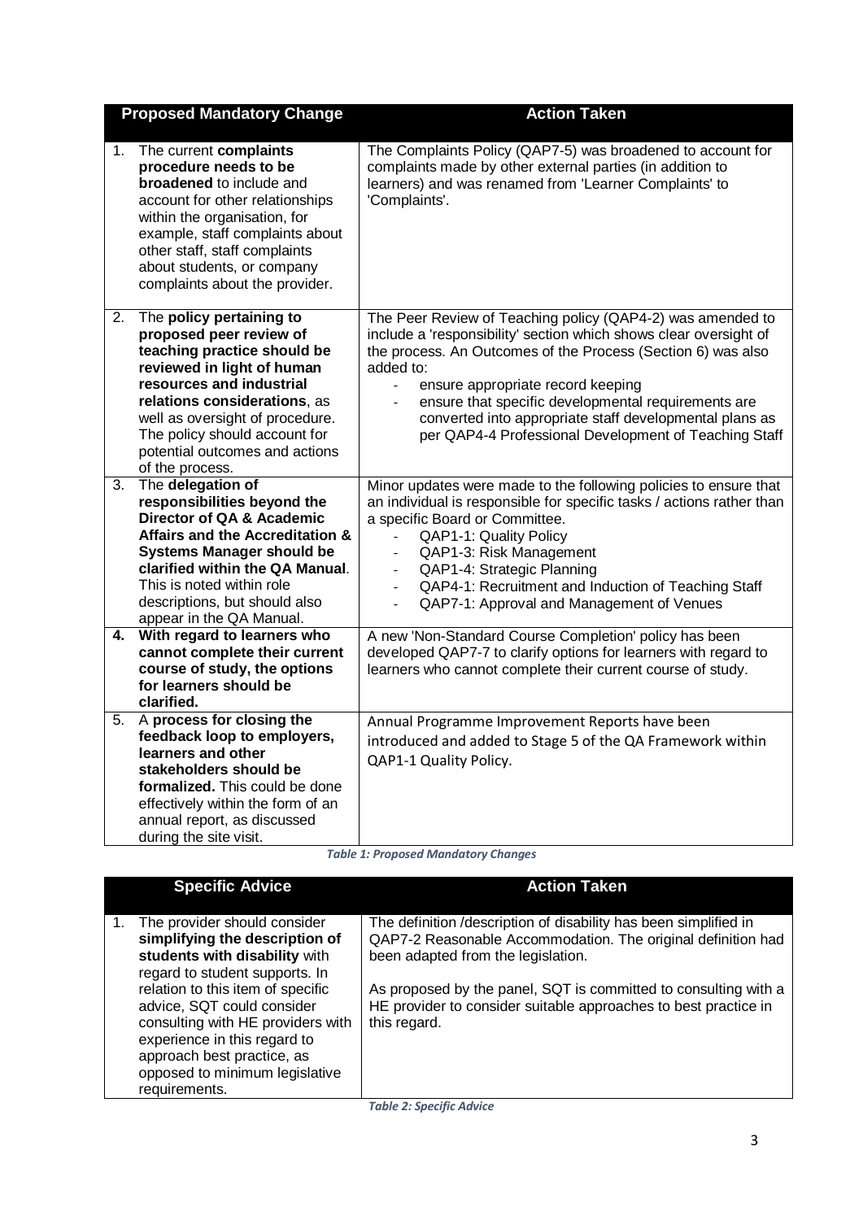| Proposed Mandatory Change | Action Taken |
|---|---|
| 1. The current **complaints procedure needs to be broadened** to include and account for other relationships within the organisation, for example, staff complaints about other staff, staff complaints about students, or company complaints about the provider. | The Complaints Policy (QAP7-5) was broadened to account for complaints made by other external parties (in addition to learners) and was renamed from 'Learner Complaints' to 'Complaints'. |
| 2. The **policy pertaining to proposed peer review of teaching practice should be reviewed in light of human resources and industrial relations considerations**, as well as oversight of procedure. The policy should account for potential outcomes and actions of the process. | The Peer Review of Teaching policy (QAP4-2) was amended to include a 'responsibility' section which shows clear oversight of the process. An Outcomes of the Process (Section 6) was also added to:<br>- ensure appropriate record keeping<br>- ensure that specific developmental requirements are converted into appropriate staff developmental plans as per QAP4-4 Professional Development of Teaching Staff |
| 3. The **delegation of responsibilities beyond the Director of QA & Academic Affairs and the Accreditation & Systems Manager should be clarified within the QA Manual**. This is noted within role descriptions, but should also appear in the QA Manual. | Minor updates were made to the following policies to ensure that an individual is responsible for specific tasks / actions rather than a specific Board or Committee.<br>- QAP1-1: Quality Policy<br>- QAP1-3: Risk Management<br>- QAP1-4: Strategic Planning<br>- QAP4-1: Recruitment and Induction of Teaching Staff<br>- QAP7-1: Approval and Management of Venues |
| **4. With regard to learners who cannot complete their current course of study, the options for learners should be clarified.** | A new 'Non-Standard Course Completion' policy has been developed QAP7-7 to clarify options for learners with regard to learners who cannot complete their current course of study. |
| 5. A **process for closing the feedback loop to employers, learners and other stakeholders should be formalized.** This could be done effectively within the form of an annual report, as discussed during the site visit. | Annual Programme Improvement Reports have been introduced and added to Stage 5 of the QA Framework within QAP1-1 Quality Policy. |

*Table 1: Proposed Mandatory Changes*

| Specific Advice | Action Taken |
|---|---|
| 1. The provider should consider **simplifying the description of students with disability** with regard to student supports. In relation to this item of specific advice, SQT could consider consulting with HE providers with experience in this regard to approach best practice, as opposed to minimum legislative requirements. | The definition /description of disability has been simplified in QAP7-2 Reasonable Accommodation. The original definition had been adapted from the legislation.<br><br>As proposed by the panel, SQT is committed to consulting with a HE provider to consider suitable approaches to best practice in this regard. |

*Table 2: Specific Advice*